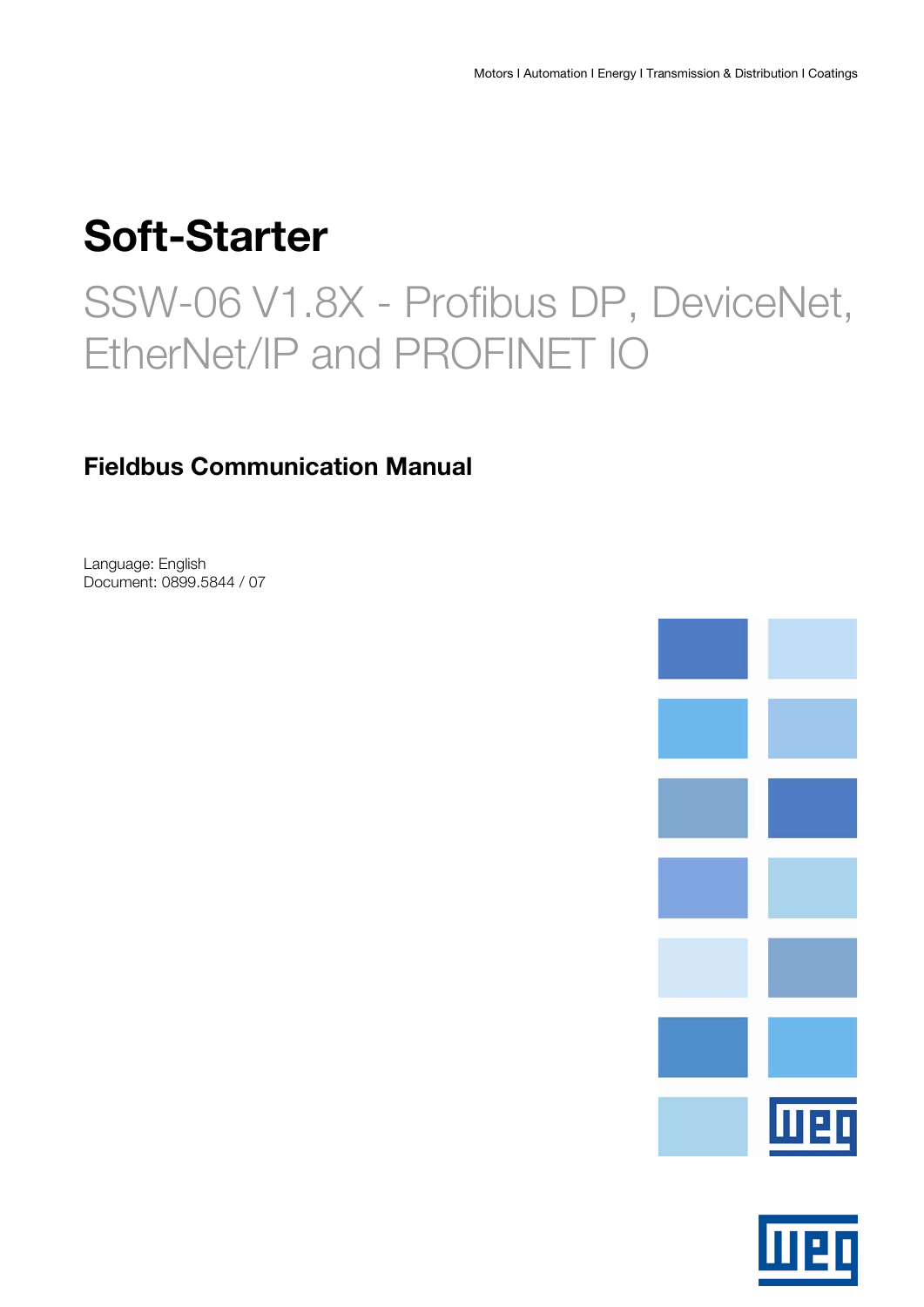Motors I Automation I Energy I Transmission & Distribution I Coatings

# Soft-Starter

## SSW-06 V1.8X - Profibus DP, DeviceNet, EtherNet/IP and PROFINET IO

### Fieldbus Communication Manual

Language: English
Document: 0899.5844 / 07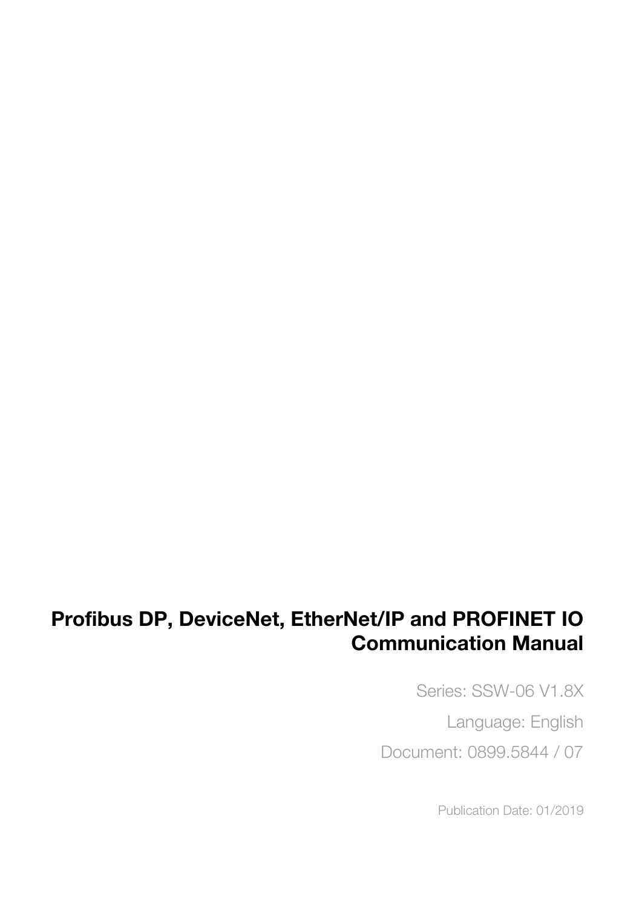# Profibus DP, DeviceNet, EtherNet/IP and PROFINET IO Communication Manual

Series: SSW-06 V1.8X

Language: English

Document: 0899.5844 / 07

Publication Date: 01/2019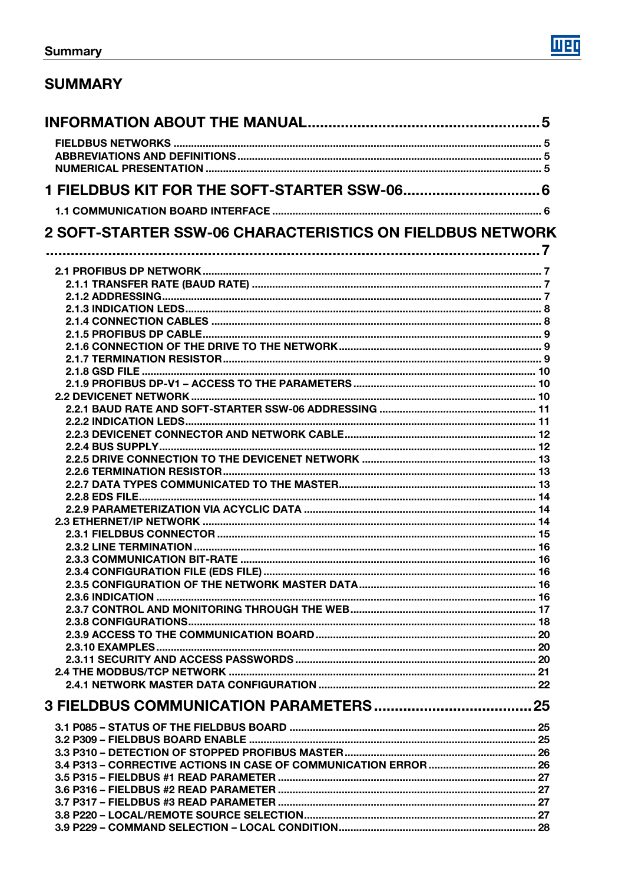# SUMMARY

**INFORMATION ABOUT THE MANUAL ..... 5**

- FIELDBUS NETWORKS ..... 5
- ABBREVIATIONS AND DEFINITIONS ..... 5
- NUMERICAL PRESENTATION ..... 5

**1 FIELDBUS KIT FOR THE SOFT-STARTER SSW-06 ..... 6**

- 1.1 COMMUNICATION BOARD INTERFACE ..... 6

**2 SOFT-STARTER SSW-06 CHARACTERISTICS ON FIELDBUS NETWORK ..... 7**

- 2.1 PROFIBUS DP NETWORK ..... 7
  - 2.1.1 TRANSFER RATE (BAUD RATE) ..... 7
  - 2.1.2 ADDRESSING ..... 7
  - 2.1.3 INDICATION LEDS ..... 8
  - 2.1.4 CONNECTION CABLES ..... 8
  - 2.1.5 PROFIBUS DP CABLE ..... 9
  - 2.1.6 CONNECTION OF THE DRIVE TO THE NETWORK ..... 9
  - 2.1.7 TERMINATION RESISTOR ..... 9
  - 2.1.8 GSD FILE ..... 10
  - 2.1.9 PROFIBUS DP-V1 – ACCESS TO THE PARAMETERS ..... 10
- 2.2 DEVICENET NETWORK ..... 10
  - 2.2.1 BAUD RATE AND SOFT-STARTER SSW-06 ADDRESSING ..... 11
  - 2.2.2 INDICATION LEDS ..... 11
  - 2.2.3 DEVICENET CONNECTOR AND NETWORK CABLE ..... 12
  - 2.2.4 BUS SUPPLY ..... 12
  - 2.2.5 DRIVE CONNECTION TO THE DEVICENET NETWORK ..... 13
  - 2.2.6 TERMINATION RESISTOR ..... 13
  - 2.2.7 DATA TYPES COMMUNICATED TO THE MASTER ..... 13
  - 2.2.8 EDS FILE ..... 14
  - 2.2.9 PARAMETERIZATION VIA ACYCLIC DATA ..... 14
- 2.3 ETHERNET/IP NETWORK ..... 14
  - 2.3.1 FIELDBUS CONNECTOR ..... 15
  - 2.3.2 LINE TERMINATION ..... 16
  - 2.3.3 COMMUNICATION BIT-RATE ..... 16
  - 2.3.4 CONFIGURATION FILE (EDS FILE) ..... 16
  - 2.3.5 CONFIGURATION OF THE NETWORK MASTER DATA ..... 16
  - 2.3.6 INDICATION ..... 16
  - 2.3.7 CONTROL AND MONITORING THROUGH THE WEB ..... 17
  - 2.3.8 CONFIGURATIONS ..... 18
  - 2.3.9 ACCESS TO THE COMMUNICATION BOARD ..... 20
  - 2.3.10 EXAMPLES ..... 20
  - 2.3.11 SECURITY AND ACCESS PASSWORDS ..... 20
- 2.4 THE MODBUS/TCP NETWORK ..... 21
  - 2.4.1 NETWORK MASTER DATA CONFIGURATION ..... 22

**3 FIELDBUS COMMUNICATION PARAMETERS ..... 25**

- 3.1 P085 – STATUS OF THE FIELDBUS BOARD ..... 25
- 3.2 P309 – FIELDBUS BOARD ENABLE ..... 25
- 3.3 P310 – DETECTION OF STOPPED PROFIBUS MASTER ..... 26
- 3.4 P313 – CORRECTIVE ACTIONS IN CASE OF COMMUNICATION ERROR ..... 26
- 3.5 P315 – FIELDBUS #1 READ PARAMETER ..... 27
- 3.6 P316 – FIELDBUS #2 READ PARAMETER ..... 27
- 3.7 P317 – FIELDBUS #3 READ PARAMETER ..... 27
- 3.8 P220 – LOCAL/REMOTE SOURCE SELECTION ..... 27
- 3.9 P229 – COMMAND SELECTION – LOCAL CONDITION ..... 28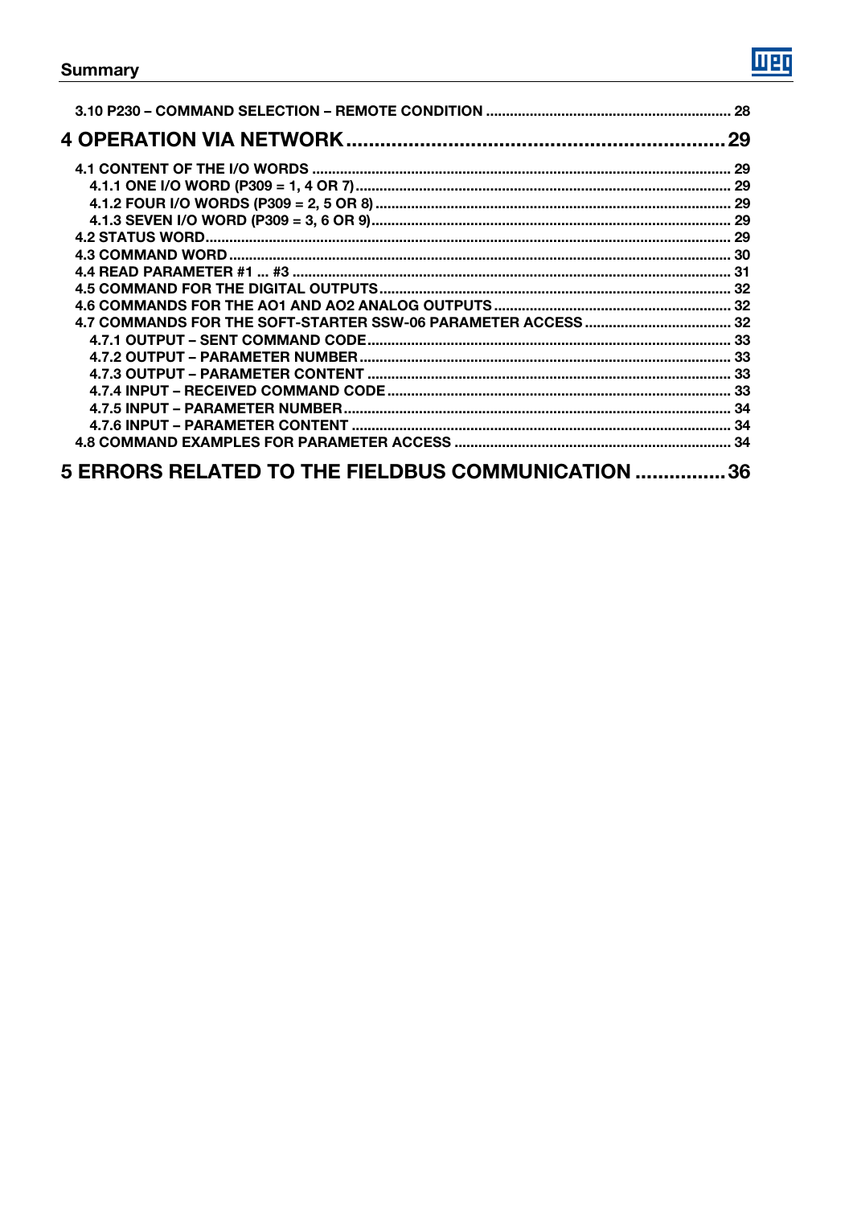3.10 P230 – COMMAND SELECTION – REMOTE CONDITION ............................................................. 28

**4 OPERATION VIA NETWORK ................................................................. 29**

4.1 CONTENT OF THE I/O WORDS ........................................................................................................ 29
4.1.1 ONE I/O WORD (P309 = 1, 4 OR 7) .............................................................................................. 29
4.1.2 FOUR I/O WORDS (P309 = 2, 5 OR 8) ........................................................................................ 29
4.1.3 SEVEN I/O WORD (P309 = 3, 6 OR 9) .......................................................................................... 29
4.2 STATUS WORD .................................................................................................................................. 29
4.3 COMMAND WORD ............................................................................................................................. 30
4.4 READ PARAMETER #1 ... #3 ............................................................................................................. 31
4.5 COMMAND FOR THE DIGITAL OUTPUTS ........................................................................................ 32
4.6 COMMANDS FOR THE AO1 AND AO2 ANALOG OUTPUTS ............................................................ 32
4.7 COMMANDS FOR THE SOFT-STARTER SSW-06 PARAMETER ACCESS ...................................... 32
4.7.1 OUTPUT – SENT COMMAND CODE ........................................................................................... 33
4.7.2 OUTPUT – PARAMETER NUMBER ............................................................................................. 33
4.7.3 OUTPUT – PARAMETER CONTENT ........................................................................................... 33
4.7.4 INPUT – RECEIVED COMMAND CODE ...................................................................................... 33
4.7.5 INPUT – PARAMETER NUMBER ................................................................................................. 34
4.7.6 INPUT – PARAMETER CONTENT ............................................................................................... 34
4.8 COMMAND EXAMPLES FOR PARAMETER ACCESS ...................................................................... 34

**5 ERRORS RELATED TO THE FIELDBUS COMMUNICATION ................ 36**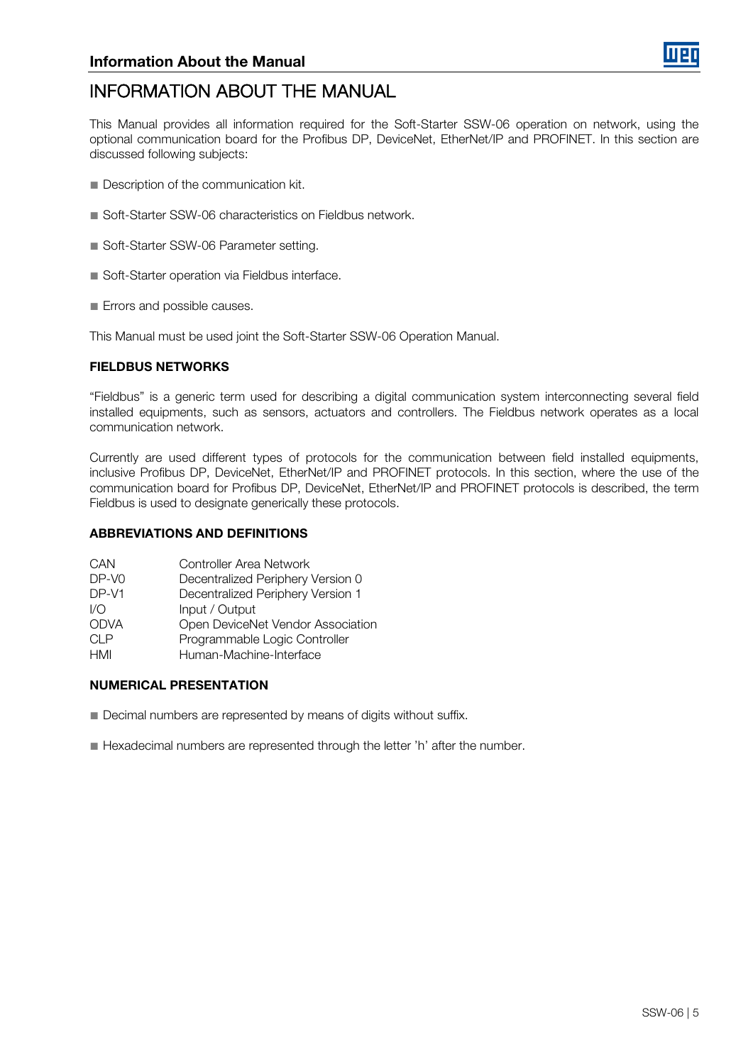# INFORMATION ABOUT THE MANUAL

This Manual provides all information required for the Soft-Starter SSW-06 operation on network, using the optional communication board for the Profibus DP, DeviceNet, EtherNet/IP and PROFINET. In this section are discussed following subjects:

- Description of the communication kit.
- Soft-Starter SSW-06 characteristics on Fieldbus network.
- Soft-Starter SSW-06 Parameter setting.
- Soft-Starter operation via Fieldbus interface.
- Errors and possible causes.

This Manual must be used joint the Soft-Starter SSW-06 Operation Manual.

## FIELDBUS NETWORKS

“Fieldbus” is a generic term used for describing a digital communication system interconnecting several field installed equipments, such as sensors, actuators and controllers. The Fieldbus network operates as a local communication network.

Currently are used different types of protocols for the communication between field installed equipments, inclusive Profibus DP, DeviceNet, EtherNet/IP and PROFINET protocols. In this section, where the use of the communication board for Profibus DP, DeviceNet, EtherNet/IP and PROFINET protocols is described, the term Fieldbus is used to designate generically these protocols.

## ABBREVIATIONS AND DEFINITIONS

| | |
|---|---|
| CAN | Controller Area Network |
| DP-V0 | Decentralized Periphery Version 0 |
| DP-V1 | Decentralized Periphery Version 1 |
| I/O | Input / Output |
| ODVA | Open DeviceNet Vendor Association |
| CLP | Programmable Logic Controller |
| HMI | Human-Machine-Interface |

## NUMERICAL PRESENTATION

- Decimal numbers are represented by means of digits without suffix.
- Hexadecimal numbers are represented through the letter 'h' after the number.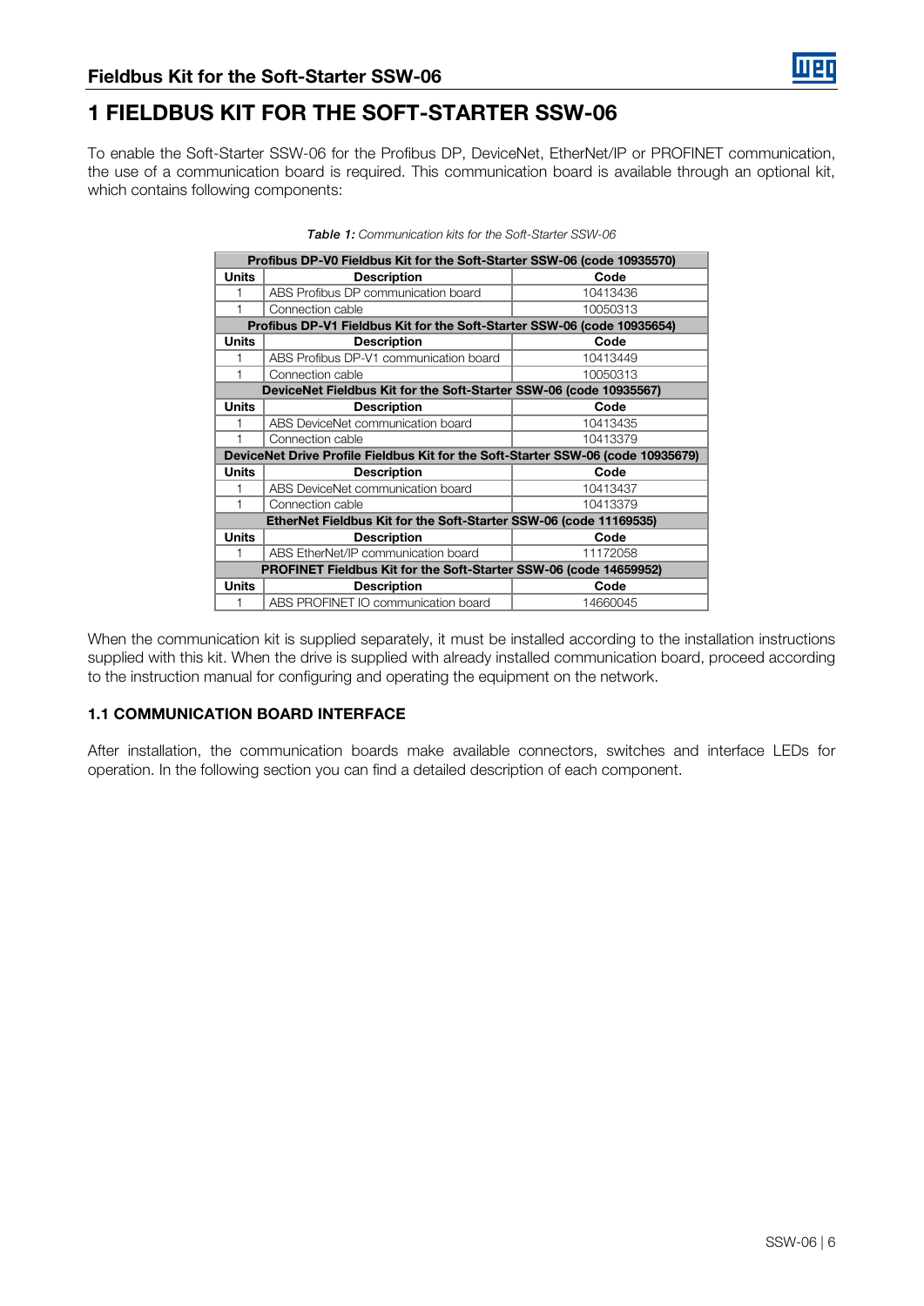# 1 FIELDBUS KIT FOR THE SOFT-STARTER SSW-06

To enable the Soft-Starter SSW-06 for the Profibus DP, DeviceNet, EtherNet/IP or PROFINET communication, the use of a communication board is required. This communication board is available through an optional kit, which contains following components:

***Table 1:*** *Communication kits for the Soft-Starter SSW-06*

| **Profibus DP-V0 Fieldbus Kit for the Soft-Starter SSW-06 (code 10935570)** | | |
|---|---|---|
| **Units** | **Description** | **Code** |
| 1 | ABS Profibus DP communication board | 10413436 |
| 1 | Connection cable | 10050313 |
| **Profibus DP-V1 Fieldbus Kit for the Soft-Starter SSW-06 (code 10935654)** | | |
| **Units** | **Description** | **Code** |
| 1 | ABS Profibus DP-V1 communication board | 10413449 |
| 1 | Connection cable | 10050313 |
| **DeviceNet Fieldbus Kit for the Soft-Starter SSW-06 (code 10935567)** | | |
| **Units** | **Description** | **Code** |
| 1 | ABS DeviceNet communication board | 10413435 |
| 1 | Connection cable | 10413379 |
| **DeviceNet Drive Profile Fieldbus Kit for the Soft-Starter SSW-06 (code 10935679)** | | |
| **Units** | **Description** | **Code** |
| 1 | ABS DeviceNet communication board | 10413437 |
| 1 | Connection cable | 10413379 |
| **EtherNet Fieldbus Kit for the Soft-Starter SSW-06 (code 11169535)** | | |
| **Units** | **Description** | **Code** |
| 1 | ABS EtherNet/IP communication board | 11172058 |
| **PROFINET Fieldbus Kit for the Soft-Starter SSW-06 (code 14659952)** | | |
| **Units** | **Description** | **Code** |
| 1 | ABS PROFINET IO communication board | 14660045 |

When the communication kit is supplied separately, it must be installed according to the installation instructions supplied with this kit. When the drive is supplied with already installed communication board, proceed according to the instruction manual for configuring and operating the equipment on the network.

### 1.1 COMMUNICATION BOARD INTERFACE

After installation, the communication boards make available connectors, switches and interface LEDs for operation. In the following section you can find a detailed description of each component.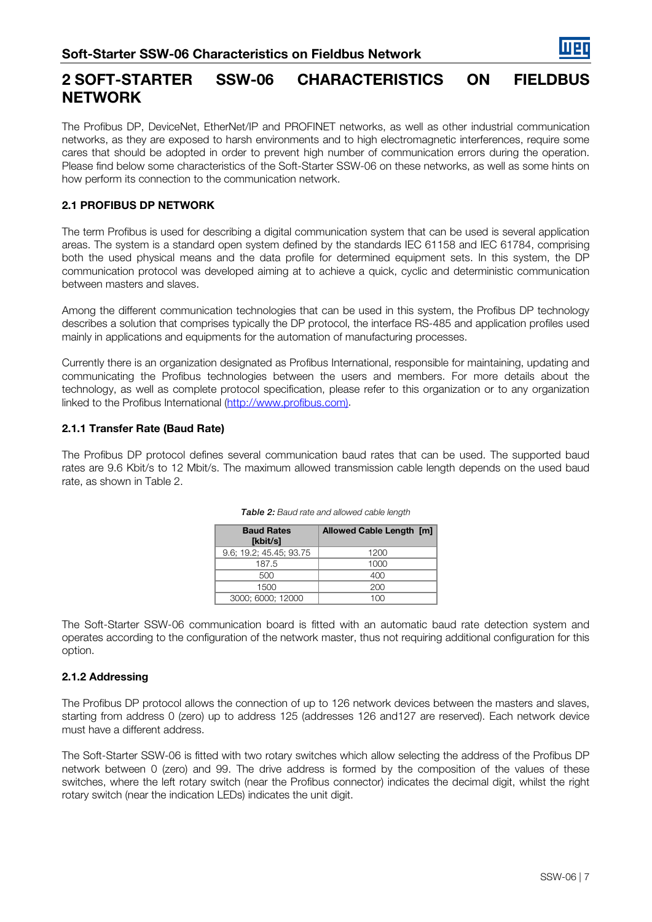# 2 SOFT-STARTER SSW-06 CHARACTERISTICS ON FIELDBUS NETWORK

The Profibus DP, DeviceNet, EtherNet/IP and PROFINET networks, as well as other industrial communication networks, as they are exposed to harsh environments and to high electromagnetic interferences, require some cares that should be adopted in order to prevent high number of communication errors during the operation. Please find below some characteristics of the Soft-Starter SSW-06 on these networks, as well as some hints on how perform its connection to the communication network.

## 2.1 PROFIBUS DP NETWORK

The term Profibus is used for describing a digital communication system that can be used is several application areas. The system is a standard open system defined by the standards IEC 61158 and IEC 61784, comprising both the used physical means and the data profile for determined equipment sets. In this system, the DP communication protocol was developed aiming at to achieve a quick, cyclic and deterministic communication between masters and slaves.

Among the different communication technologies that can be used in this system, the Profibus DP technology describes a solution that comprises typically the DP protocol, the interface RS-485 and application profiles used mainly in applications and equipments for the automation of manufacturing processes.

Currently there is an organization designated as Profibus International, responsible for maintaining, updating and communicating the Profibus technologies between the users and members. For more details about the technology, as well as complete protocol specification, please refer to this organization or to any organization linked to the Profibus International (http://www.profibus.com).

### 2.1.1 Transfer Rate (Baud Rate)

The Profibus DP protocol defines several communication baud rates that can be used. The supported baud rates are 9.6 Kbit/s to 12 Mbit/s. The maximum allowed transmission cable length depends on the used baud rate, as shown in Table 2.

***Table 2:** Baud rate and allowed cable length*

| Baud Rates [kbit/s] | Allowed Cable Length [m] |
|---|---|
| 9.6; 19.2; 45.45; 93.75 | 1200 |
| 187.5 | 1000 |
| 500 | 400 |
| 1500 | 200 |
| 3000; 6000; 12000 | 100 |

The Soft-Starter SSW-06 communication board is fitted with an automatic baud rate detection system and operates according to the configuration of the network master, thus not requiring additional configuration for this option.

### 2.1.2 Addressing

The Profibus DP protocol allows the connection of up to 126 network devices between the masters and slaves, starting from address 0 (zero) up to address 125 (addresses 126 and127 are reserved). Each network device must have a different address.

The Soft-Starter SSW-06 is fitted with two rotary switches which allow selecting the address of the Profibus DP network between 0 (zero) and 99. The drive address is formed by the composition of the values of these switches, where the left rotary switch (near the Profibus connector) indicates the decimal digit, whilst the right rotary switch (near the indication LEDs) indicates the unit digit.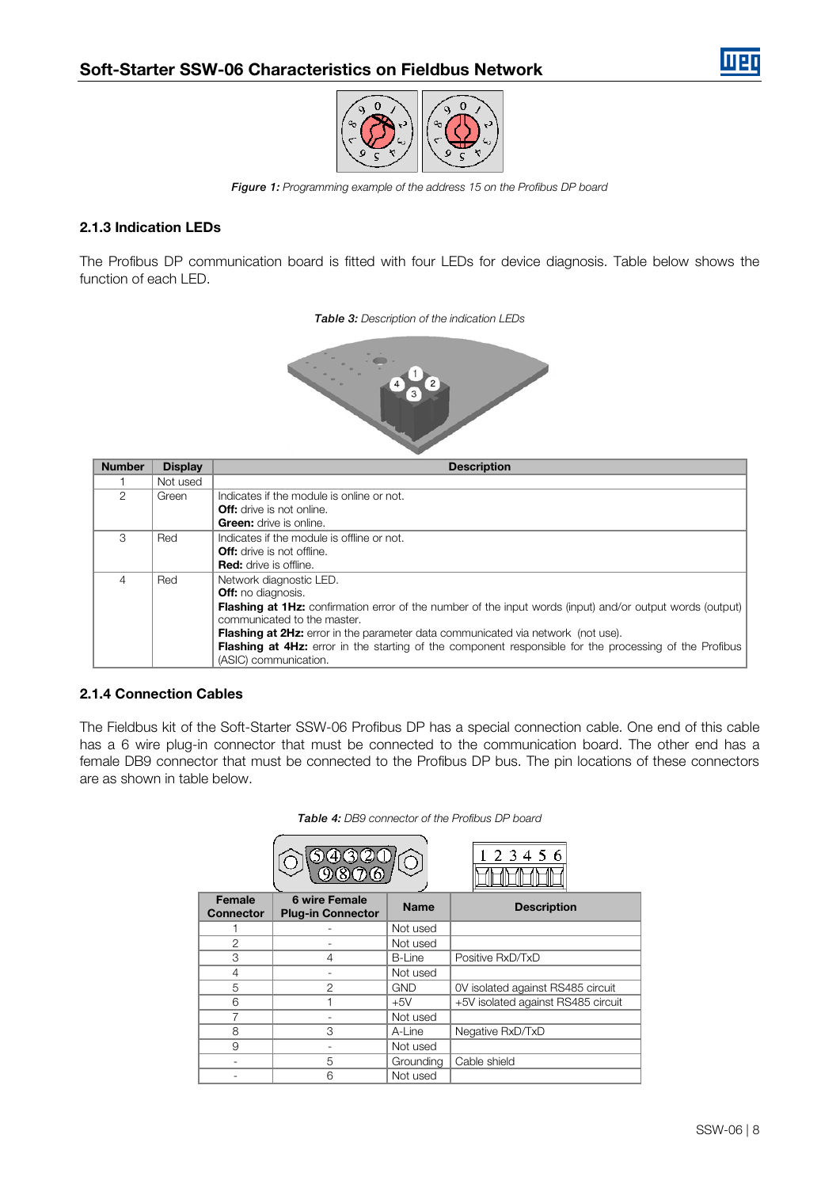*Figure 1: Programming example of the address 15 on the Profibus DP board*

### 2.1.3 Indication LEDs

The Profibus DP communication board is fitted with four LEDs for device diagnosis. Table below shows the function of each LED.

*Table 3: Description of the indication LEDs*

| Number | Display | Description |
|---|---|---|
| 1 | Not used | |
| 2 | Green | Indicates if the module is online or not.<br>**Off:** drive is not online.<br>**Green:** drive is online. |
| 3 | Red | Indicates if the module is offline or not.<br>**Off:** drive is not offline.<br>**Red:** drive is offline. |
| 4 | Red | Network diagnostic LED.<br>**Off:** no diagnosis.<br>**Flashing at 1Hz:** confirmation error of the number of the input words (input) and/or output words (output) communicated to the master.<br>**Flashing at 2Hz:** error in the parameter data communicated via network (not use).<br>**Flashing at 4Hz:** error in the starting of the component responsible for the processing of the Profibus (ASIC) communication. |

### 2.1.4 Connection Cables

The Fieldbus kit of the Soft-Starter SSW-06 Profibus DP has a special connection cable. One end of this cable has a 6 wire plug-in connector that must be connected to the communication board. The other end has a female DB9 connector that must be connected to the Profibus DP bus. The pin locations of these connectors are as shown in table below.

*Table 4: DB9 connector of the Profibus DP board*

| Female Connector | 6 wire Female Plug-in Connector | Name | Description |
|---|---|---|---|
| 1 | - | Not used | |
| 2 | - | Not used | |
| 3 | 4 | B-Line | Positive RxD/TxD |
| 4 | - | Not used | |
| 5 | 2 | GND | 0V isolated against RS485 circuit |
| 6 | 1 | +5V | +5V isolated against RS485 circuit |
| 7 | - | Not used | |
| 8 | 3 | A-Line | Negative RxD/TxD |
| 9 | - | Not used | |
| - | 5 | Grounding | Cable shield |
| - | 6 | Not used | |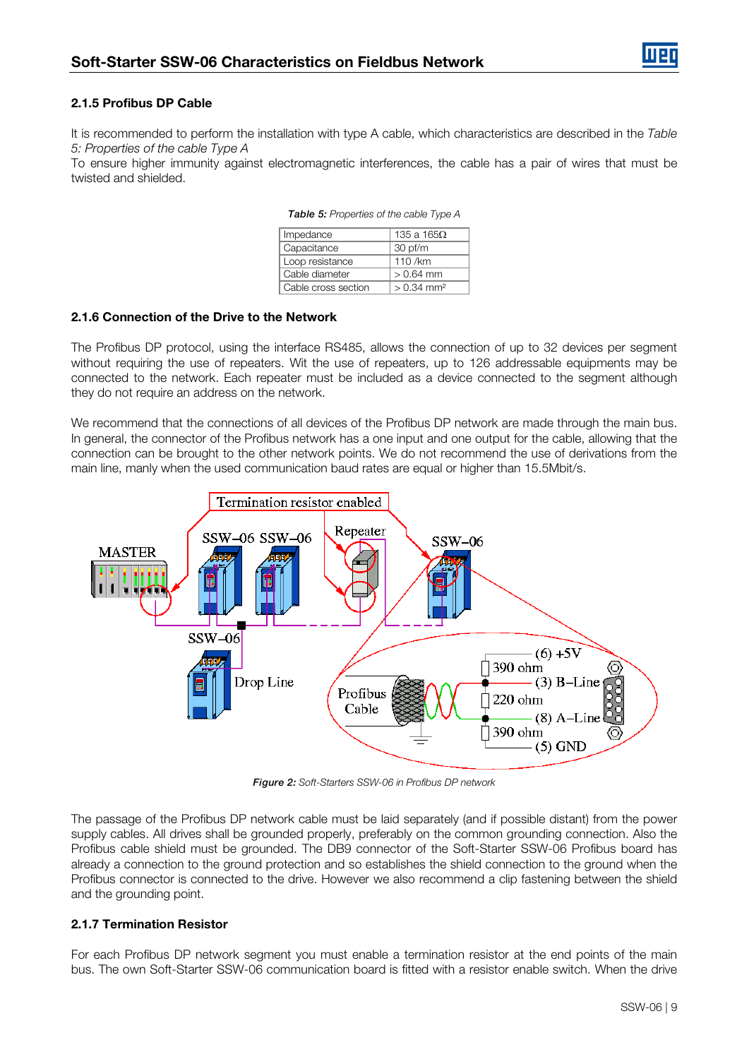### 2.1.5 Profibus DP Cable

It is recommended to perform the installation with type A cable, which characteristics are described in the *Table 5: Properties of the cable Type A*

To ensure higher immunity against electromagnetic interferences, the cable has a pair of wires that must be twisted and shielded.

***Table 5:*** *Properties of the cable Type A*

| Impedance | 135 a 165Ω |
|---|---|
| Capacitance | 30 pf/m |
| Loop resistance | 110 /km |
| Cable diameter | > 0.64 mm |
| Cable cross section | > 0.34 mm² |

### 2.1.6 Connection of the Drive to the Network

The Profibus DP protocol, using the interface RS485, allows the connection of up to 32 devices per segment without requiring the use of repeaters. Wit the use of repeaters, up to 126 addressable equipments may be connected to the network. Each repeater must be included as a device connected to the segment although they do not require an address on the network.

We recommend that the connections of all devices of the Profibus DP network are made through the main bus. In general, the connector of the Profibus network has a one input and one output for the cable, allowing that the connection can be brought to the other network points. We do not recommend the use of derivations from the main line, manly when the used communication baud rates are equal or higher than 15.5Mbit/s.

***Figure 2:*** *Soft-Starters SSW-06 in Profibus DP network*

The passage of the Profibus DP network cable must be laid separately (and if possible distant) from the power supply cables. All drives shall be grounded properly, preferably on the common grounding connection. Also the Profibus cable shield must be grounded. The DB9 connector of the Soft-Starter SSW-06 Profibus board has already a connection to the ground protection and so establishes the shield connection to the ground when the Profibus connector is connected to the drive. However we also recommend a clip fastening between the shield and the grounding point.

### 2.1.7 Termination Resistor

For each Profibus DP network segment you must enable a termination resistor at the end points of the main bus. The own Soft-Starter SSW-06 communication board is fitted with a resistor enable switch. When the drive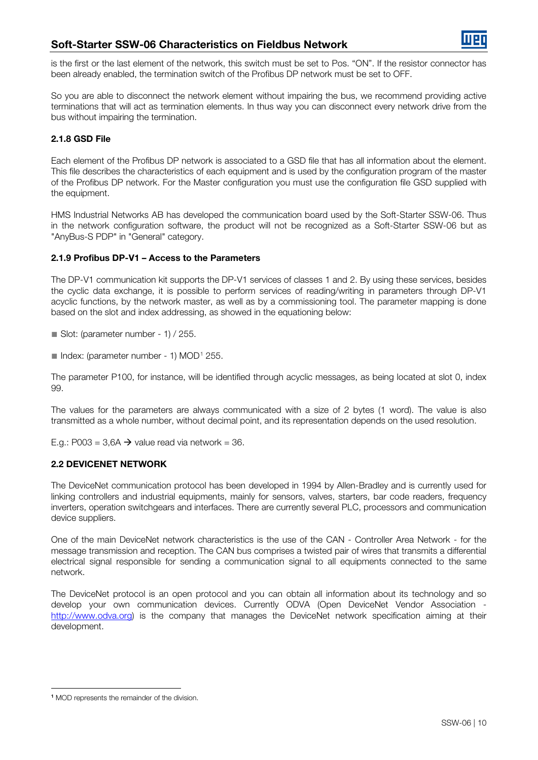is the first or the last element of the network, this switch must be set to Pos. "ON". If the resistor connector has been already enabled, the termination switch of the Profibus DP network must be set to OFF.

So you are able to disconnect the network element without impairing the bus, we recommend providing active terminations that will act as termination elements. In thus way you can disconnect every network drive from the bus without impairing the termination.

### 2.1.8 GSD File

Each element of the Profibus DP network is associated to a GSD file that has all information about the element. This file describes the characteristics of each equipment and is used by the configuration program of the master of the Profibus DP network. For the Master configuration you must use the configuration file GSD supplied with the equipment.

HMS Industrial Networks AB has developed the communication board used by the Soft-Starter SSW-06. Thus in the network configuration software, the product will not be recognized as a Soft-Starter SSW-06 but as "AnyBus-S PDP" in "General" category.

### 2.1.9 Profibus DP-V1 – Access to the Parameters

The DP-V1 communication kit supports the DP-V1 services of classes 1 and 2. By using these services, besides the cyclic data exchange, it is possible to perform services of reading/writing in parameters through DP-V1 acyclic functions, by the network master, as well as by a commissioning tool. The parameter mapping is done based on the slot and index addressing, as showed in the equationing below:

- Slot: (parameter number - 1) / 255.
- Index: (parameter number - 1) MOD[1] 255.

The parameter P100, for instance, will be identified through acyclic messages, as being located at slot 0, index 99.

The values for the parameters are always communicated with a size of 2 bytes (1 word). The value is also transmitted as a whole number, without decimal point, and its representation depends on the used resolution.

E.g.: P003 = 3,6A → value read via network = 36.

## 2.2 DEVICENET NETWORK

The DeviceNet communication protocol has been developed in 1994 by Allen-Bradley and is currently used for linking controllers and industrial equipments, mainly for sensors, valves, starters, bar code readers, frequency inverters, operation switchgears and interfaces. There are currently several PLC, processors and communication device suppliers.

One of the main DeviceNet network characteristics is the use of the CAN - Controller Area Network - for the message transmission and reception. The CAN bus comprises a twisted pair of wires that transmits a differential electrical signal responsible for sending a communication signal to all equipments connected to the same network.

The DeviceNet protocol is an open protocol and you can obtain all information about its technology and so develop your own communication devices. Currently ODVA (Open DeviceNet Vendor Association - http://www.odva.org) is the company that manages the DeviceNet network specification aiming at their development.

---

[1] MOD represents the remainder of the division.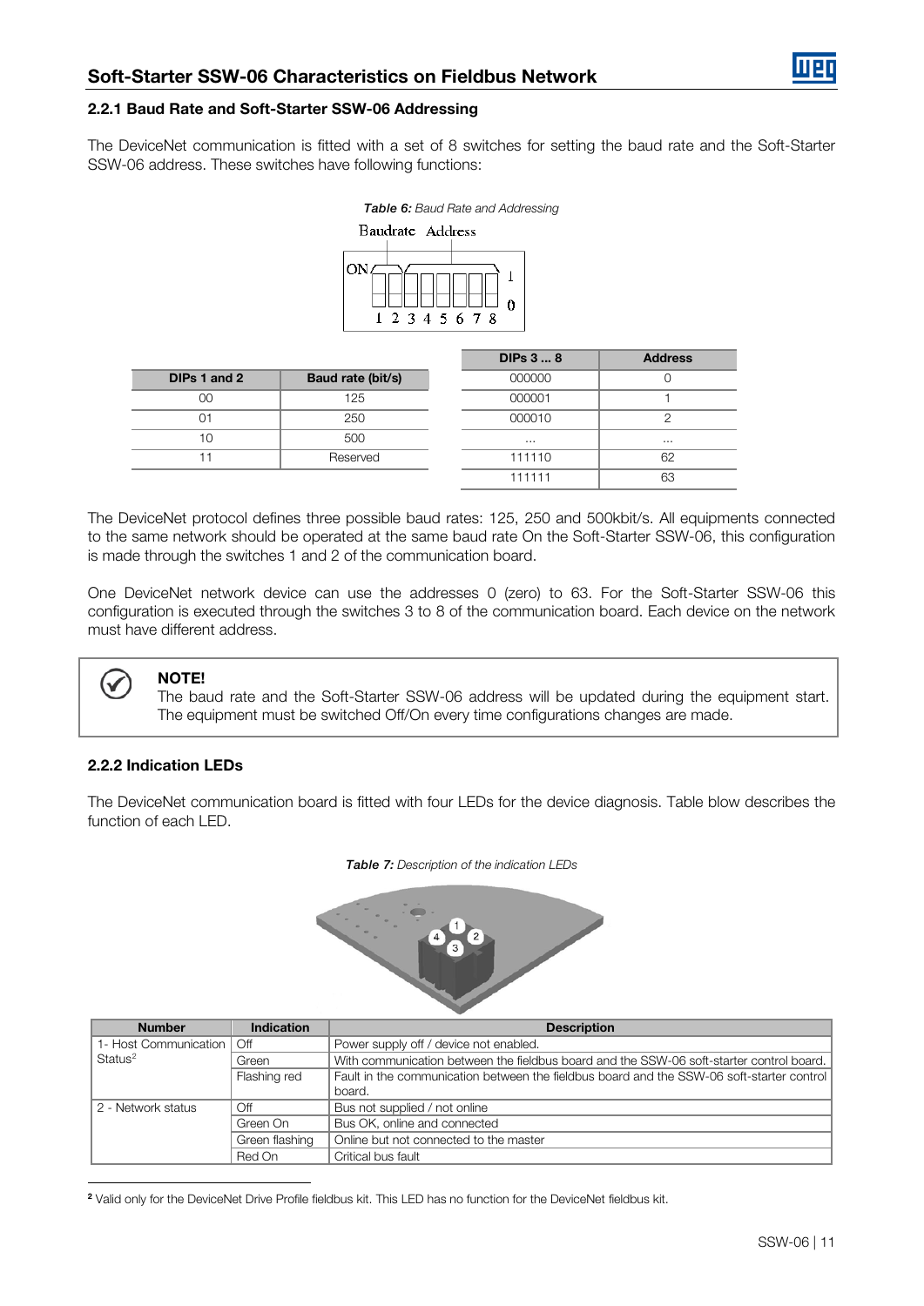### 2.2.1 Baud Rate and Soft-Starter SSW-06 Addressing

The DeviceNet communication is fitted with a set of 8 switches for setting the baud rate and the Soft-Starter SSW-06 address. These switches have following functions:

***Table 6:*** *Baud Rate and Addressing*

| DIPs 1 and 2 | Baud rate (bit/s) |
|---|---|
| 00 | 125 |
| 01 | 250 |
| 10 | 500 |
| 11 | Reserved |

| DIPs 3 ... 8 | Address |
|---|---|
| 000000 | 0 |
| 000001 | 1 |
| 000010 | 2 |
| ... | ... |
| 111110 | 62 |
| 111111 | 63 |

The DeviceNet protocol defines three possible baud rates: 125, 250 and 500kbit/s. All equipments connected to the same network should be operated at the same baud rate On the Soft-Starter SSW-06, this configuration is made through the switches 1 and 2 of the communication board.

One DeviceNet network device can use the addresses 0 (zero) to 63. For the Soft-Starter SSW-06 this configuration is executed through the switches 3 to 8 of the communication board. Each device on the network must have different address.

> **NOTE!**
> The baud rate and the Soft-Starter SSW-06 address will be updated during the equipment start. The equipment must be switched Off/On every time configurations changes are made.

### 2.2.2 Indication LEDs

The DeviceNet communication board is fitted with four LEDs for the device diagnosis. Table blow describes the function of each LED.

***Table 7:*** *Description of the indication LEDs*

| Number | Indication | Description |
|---|---|---|
| 1- Host Communication Status[2] | Off | Power supply off / device not enabled. |
| | Green | With communication between the fieldbus board and the SSW-06 soft-starter control board. |
| | Flashing red | Fault in the communication between the fieldbus board and the SSW-06 soft-starter control board. |
| 2 - Network status | Off | Bus not supplied / not online |
| | Green On | Bus OK, online and connected |
| | Green flashing | Online but not connected to the master |
| | Red On | Critical bus fault |

[2] Valid only for the DeviceNet Drive Profile fieldbus kit. This LED has no function for the DeviceNet fieldbus kit.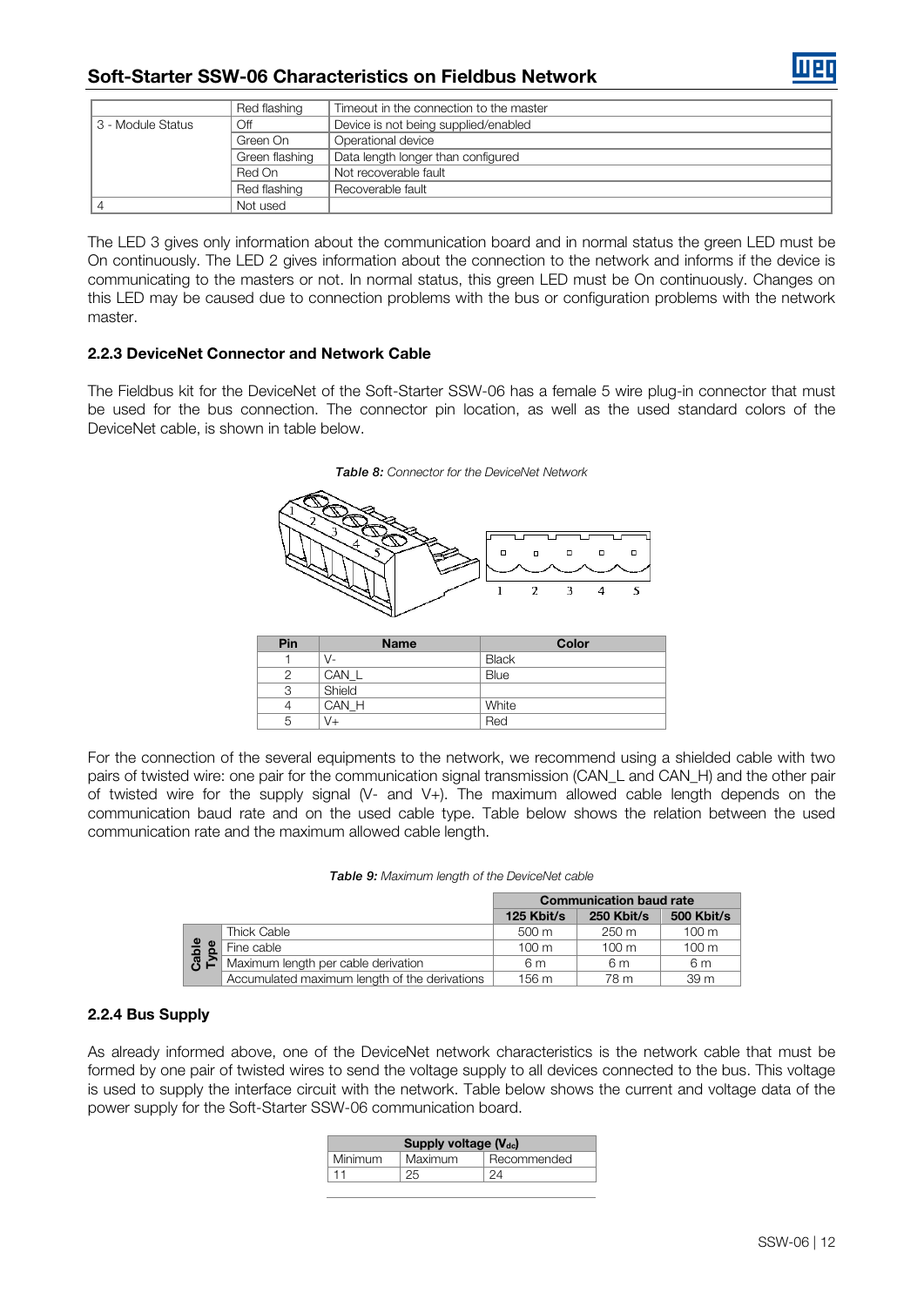| | Red flashing | Timeout in the connection to the master |
|---|---|---|
| 3 - Module Status | Off | Device is not being supplied/enabled |
| | Green On | Operational device |
| | Green flashing | Data length longer than configured |
| | Red On | Not recoverable fault |
| | Red flashing | Recoverable fault |
| 4 | Not used | |

The LED 3 gives only information about the communication board and in normal status the green LED must be On continuously. The LED 2 gives information about the connection to the network and informs if the device is communicating to the masters or not. In normal status, this green LED must be On continuously. Changes on this LED may be caused due to connection problems with the bus or configuration problems with the network master.

### 2.2.3 DeviceNet Connector and Network Cable

The Fieldbus kit for the DeviceNet of the Soft-Starter SSW-06 has a female 5 wire plug-in connector that must be used for the bus connection. The connector pin location, as well as the used standard colors of the DeviceNet cable, is shown in table below.

***Table 8:*** *Connector for the DeviceNet Network*

| Pin | Name | Color |
|---|---|---|
| 1 | V- | Black |
| 2 | CAN_L | Blue |
| 3 | Shield | |
| 4 | CAN_H | White |
| 5 | V+ | Red |

For the connection of the several equipments to the network, we recommend using a shielded cable with two pairs of twisted wire: one pair for the communication signal transmission (CAN_L and CAN_H) and the other pair of twisted wire for the supply signal (V- and V+). The maximum allowed cable length depends on the communication baud rate and on the used cable type. Table below shows the relation between the used communication rate and the maximum allowed cable length.

***Table 9:*** *Maximum length of the DeviceNet cable*

| | | Communication baud rate | | |
|---|---|---|---|---|
| | | 125 Kbit/s | 250 Kbit/s | 500 Kbit/s |
| Cable Type | Thick Cable | 500 m | 250 m | 100 m |
| | Fine cable | 100 m | 100 m | 100 m |
| | Maximum length per cable derivation | 6 m | 6 m | 6 m |
| | Accumulated maximum length of the derivations | 156 m | 78 m | 39 m |

### 2.2.4 Bus Supply

As already informed above, one of the DeviceNet network characteristics is the network cable that must be formed by one pair of twisted wires to send the voltage supply to all devices connected to the bus. This voltage is used to supply the interface circuit with the network. Table below shows the current and voltage data of the power supply for the Soft-Starter SSW-06 communication board.

| Supply voltage ($V_{dc}$) | | |
|---|---|---|
| Minimum | Maximum | Recommended |
| 11 | 25 | 24 |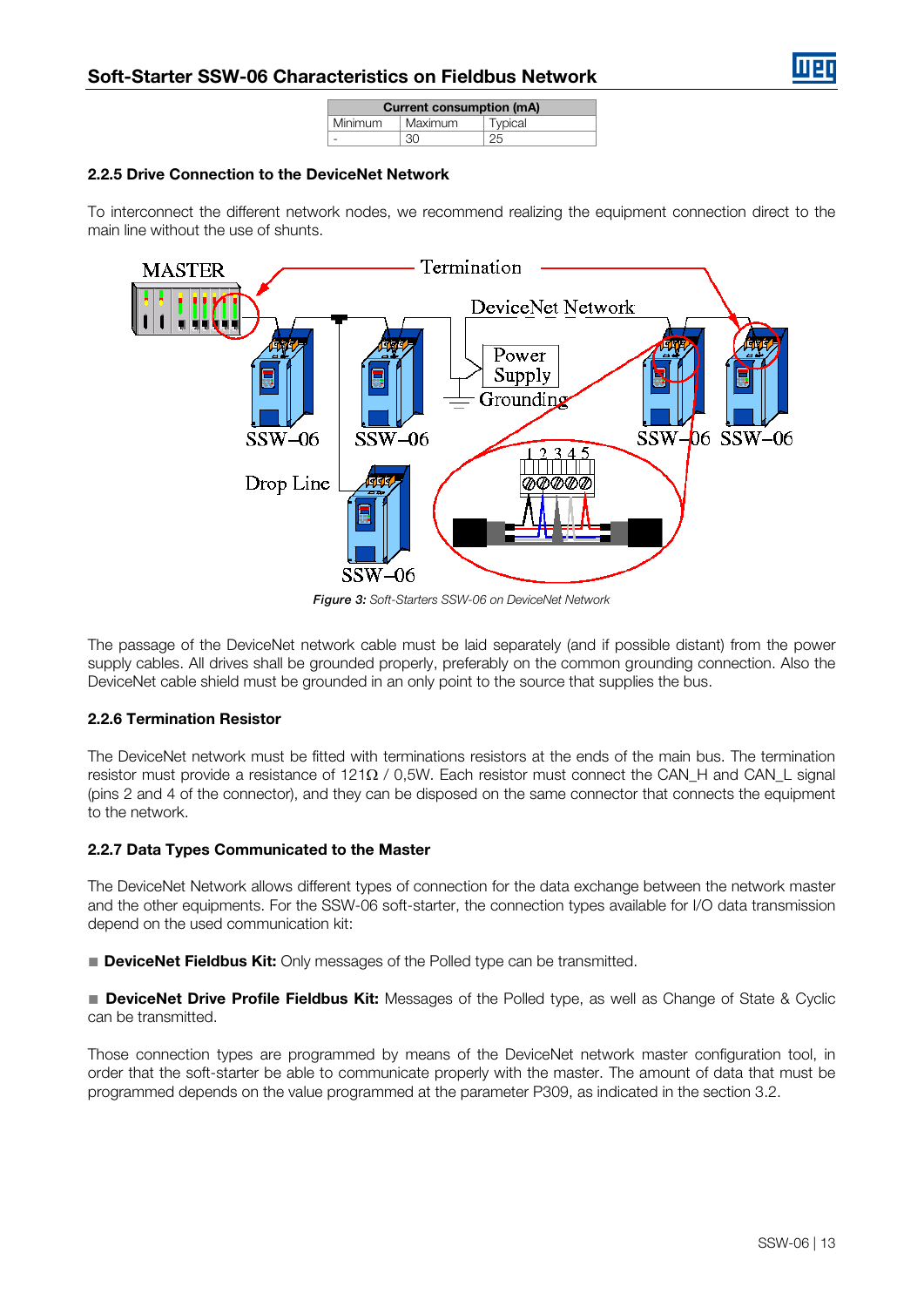| Current consumption (mA) | | |
|---|---|---|
| Minimum | Maximum | Typical |
| - | 30 | 25 |

### 2.2.5 Drive Connection to the DeviceNet Network

To interconnect the different network nodes, we recommend realizing the equipment connection direct to the main line without the use of shunts.

***Figure 3:*** *Soft-Starters SSW-06 on DeviceNet Network*

The passage of the DeviceNet network cable must be laid separately (and if possible distant) from the power supply cables. All drives shall be grounded properly, preferably on the common grounding connection. Also the DeviceNet cable shield must be grounded in an only point to the source that supplies the bus.

### 2.2.6 Termination Resistor

The DeviceNet network must be fitted with terminations resistors at the ends of the main bus. The termination resistor must provide a resistance of 121Ω / 0,5W. Each resistor must connect the CAN_H and CAN_L signal (pins 2 and 4 of the connector), and they can be disposed on the same connector that connects the equipment to the network.

### 2.2.7 Data Types Communicated to the Master

The DeviceNet Network allows different types of connection for the data exchange between the network master and the other equipments. For the SSW-06 soft-starter, the connection types available for I/O data transmission depend on the used communication kit:

- **DeviceNet Fieldbus Kit:** Only messages of the Polled type can be transmitted.

- **DeviceNet Drive Profile Fieldbus Kit:** Messages of the Polled type, as well as Change of State & Cyclic can be transmitted.

Those connection types are programmed by means of the DeviceNet network master configuration tool, in order that the soft-starter be able to communicate properly with the master. The amount of data that must be programmed depends on the value programmed at the parameter P309, as indicated in the section 3.2.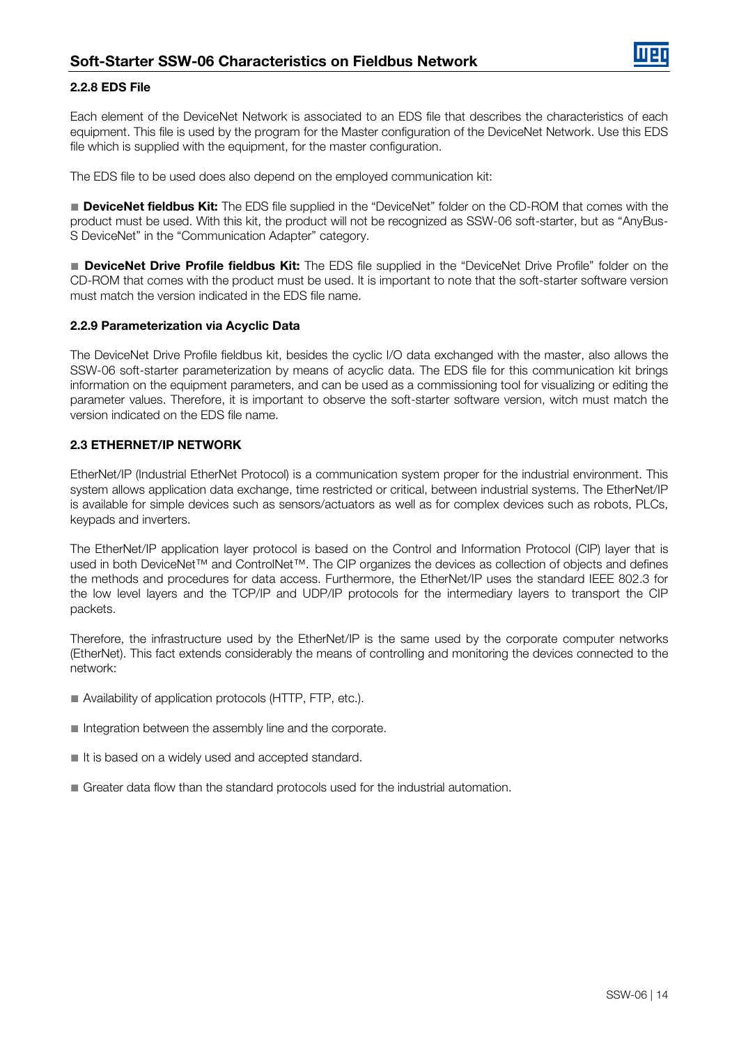### 2.2.8 EDS File

Each element of the DeviceNet Network is associated to an EDS file that describes the characteristics of each equipment. This file is used by the program for the Master configuration of the DeviceNet Network. Use this EDS file which is supplied with the equipment, for the master configuration.

The EDS file to be used does also depend on the employed communication kit:

- **DeviceNet fieldbus Kit:** The EDS file supplied in the “DeviceNet” folder on the CD-ROM that comes with the product must be used. With this kit, the product will not be recognized as SSW-06 soft-starter, but as “AnyBus-S DeviceNet” in the “Communication Adapter” category.

- **DeviceNet Drive Profile fieldbus Kit:** The EDS file supplied in the “DeviceNet Drive Profile” folder on the CD-ROM that comes with the product must be used. It is important to note that the soft-starter software version must match the version indicated in the EDS file name.

### 2.2.9 Parameterization via Acyclic Data

The DeviceNet Drive Profile fieldbus kit, besides the cyclic I/O data exchanged with the master, also allows the SSW-06 soft-starter parameterization by means of acyclic data. The EDS file for this communication kit brings information on the equipment parameters, and can be used as a commissioning tool for visualizing or editing the parameter values. Therefore, it is important to observe the soft-starter software version, witch must match the version indicated on the EDS file name.

## 2.3 ETHERNET/IP NETWORK

EtherNet/IP (Industrial EtherNet Protocol) is a communication system proper for the industrial environment. This system allows application data exchange, time restricted or critical, between industrial systems. The EtherNet/IP is available for simple devices such as sensors/actuators as well as for complex devices such as robots, PLCs, keypads and inverters.

The EtherNet/IP application layer protocol is based on the Control and Information Protocol (CIP) layer that is used in both DeviceNet™ and ControlNet™. The CIP organizes the devices as collection of objects and defines the methods and procedures for data access. Furthermore, the EtherNet/IP uses the standard IEEE 802.3 for the low level layers and the TCP/IP and UDP/IP protocols for the intermediary layers to transport the CIP packets.

Therefore, the infrastructure used by the EtherNet/IP is the same used by the corporate computer networks (EtherNet). This fact extends considerably the means of controlling and monitoring the devices connected to the network:

- Availability of application protocols (HTTP, FTP, etc.).
- Integration between the assembly line and the corporate.
- It is based on a widely used and accepted standard.
- Greater data flow than the standard protocols used for the industrial automation.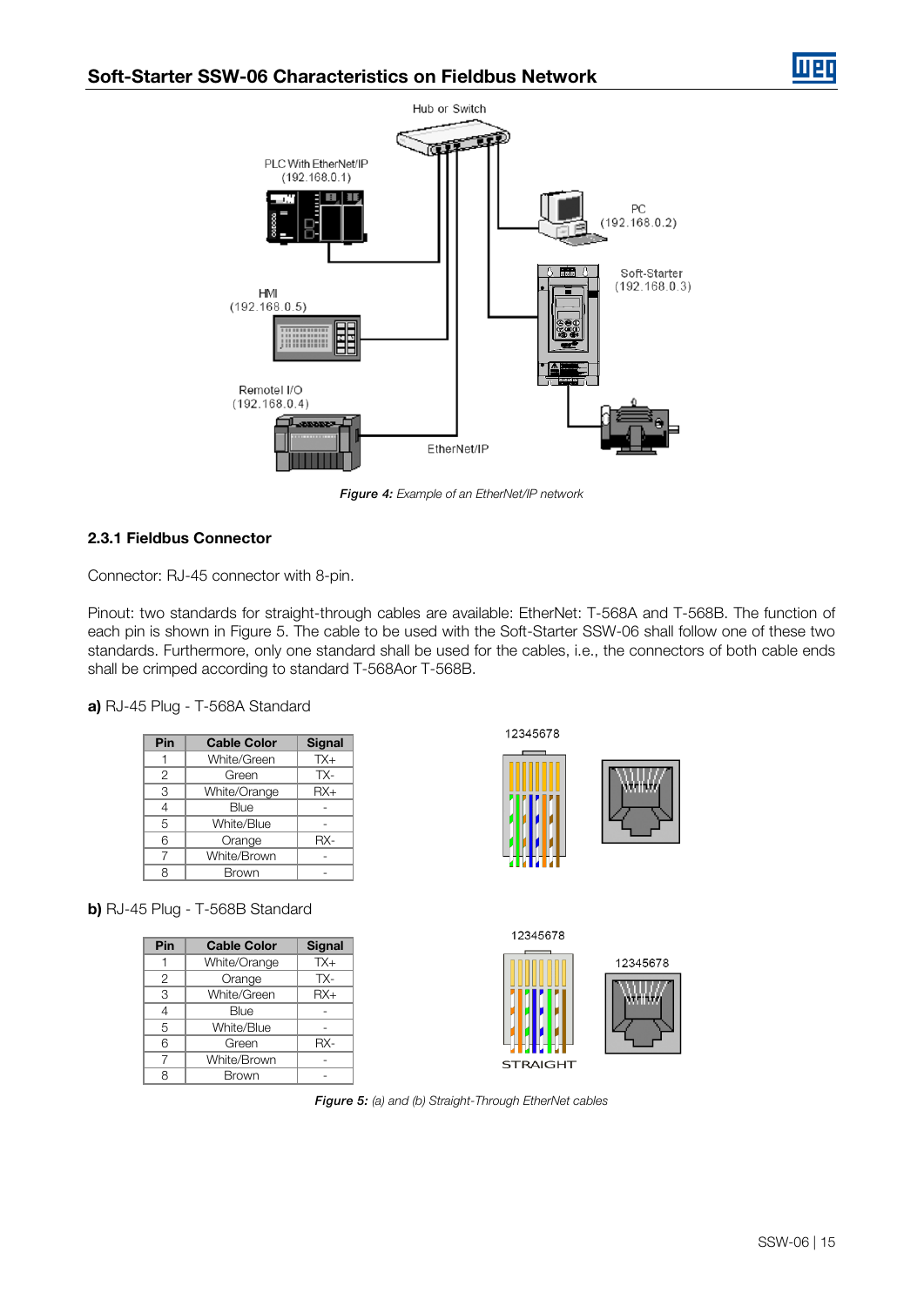Figure 4: Example of an EtherNet/IP network

### 2.3.1 Fieldbus Connector

Connector: RJ-45 connector with 8-pin.

Pinout: two standards for straight-through cables are available: EtherNet: T-568A and T-568B. The function of each pin is shown in Figure 5. The cable to be used with the Soft-Starter SSW-06 shall follow one of these two standards. Furthermore, only one standard shall be used for the cables, i.e., the connectors of both cable ends shall be crimped according to standard T-568Aor T-568B.

**a)** RJ-45 Plug - T-568A Standard

| Pin | Cable Color | Signal |
|---|---|---|
| 1 | White/Green | TX+ |
| 2 | Green | TX- |
| 3 | White/Orange | RX+ |
| 4 | Blue | - |
| 5 | White/Blue | - |
| 6 | Orange | RX- |
| 7 | White/Brown | - |
| 8 | Brown | - |

**b)** RJ-45 Plug - T-568B Standard

| Pin | Cable Color | Signal |
|---|---|---|
| 1 | White/Orange | TX+ |
| 2 | Orange | TX- |
| 3 | White/Green | RX+ |
| 4 | Blue | - |
| 5 | White/Blue | - |
| 6 | Green | RX- |
| 7 | White/Brown | - |
| 8 | Brown | - |

Figure 5: (a) and (b) Straight-Through EtherNet cables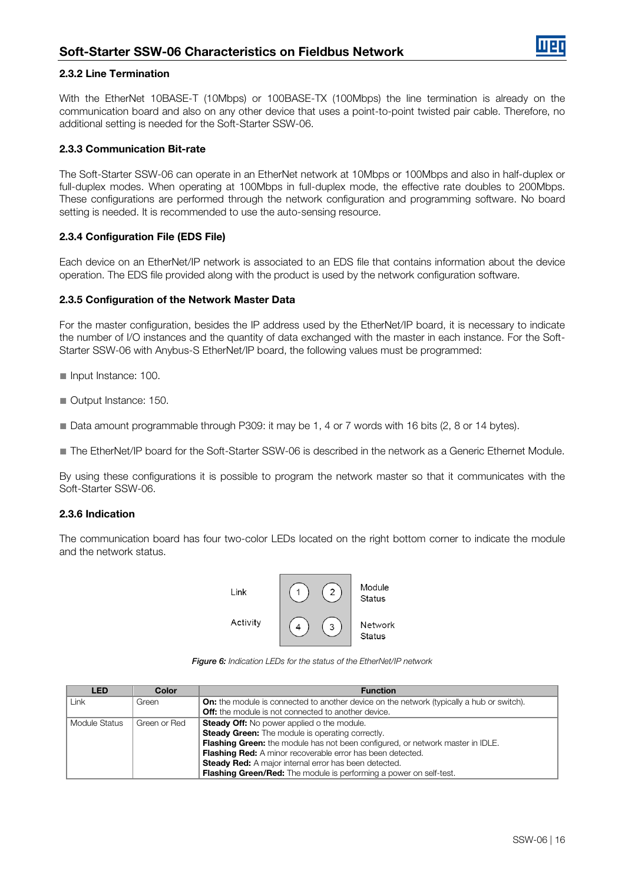### 2.3.2 Line Termination

With the EtherNet 10BASE-T (10Mbps) or 100BASE-TX (100Mbps) the line termination is already on the communication board and also on any other device that uses a point-to-point twisted pair cable. Therefore, no additional setting is needed for the Soft-Starter SSW-06.

### 2.3.3 Communication Bit-rate

The Soft-Starter SSW-06 can operate in an EtherNet network at 10Mbps or 100Mbps and also in half-duplex or full-duplex modes. When operating at 100Mbps in full-duplex mode, the effective rate doubles to 200Mbps. These configurations are performed through the network configuration and programming software. No board setting is needed. It is recommended to use the auto-sensing resource.

### 2.3.4 Configuration File (EDS File)

Each device on an EtherNet/IP network is associated to an EDS file that contains information about the device operation. The EDS file provided along with the product is used by the network configuration software.

### 2.3.5 Configuration of the Network Master Data

For the master configuration, besides the IP address used by the EtherNet/IP board, it is necessary to indicate the number of I/O instances and the quantity of data exchanged with the master in each instance. For the Soft-Starter SSW-06 with Anybus-S EtherNet/IP board, the following values must be programmed:

- Input Instance: 100.
- Output Instance: 150.
- Data amount programmable through P309: it may be 1, 4 or 7 words with 16 bits (2, 8 or 14 bytes).
- The EtherNet/IP board for the Soft-Starter SSW-06 is described in the network as a Generic Ethernet Module.

By using these configurations it is possible to program the network master so that it communicates with the Soft-Starter SSW-06.

### 2.3.6 Indication

The communication board has four two-color LEDs located on the right bottom corner to indicate the module and the network status.

Link (1), Module Status (2), Activity (4), Network Status (3)

***Figure 6:*** *Indication LEDs for the status of the EtherNet/IP network*

| LED | Color | Function |
|---|---|---|
| Link | Green | **On:** the module is connected to another device on the network (typically a hub or switch).<br>**Off:** the module is not connected to another device. |
| Module Status | Green or Red | **Steady Off:** No power applied o the module.<br>**Steady Green:** The module is operating correctly.<br>**Flashing Green:** the module has not been configured, or network master in IDLE.<br>**Flashing Red:** A minor recoverable error has been detected.<br>**Steady Red:** A major internal error has been detected.<br>**Flashing Green/Red:** The module is performing a power on self-test. |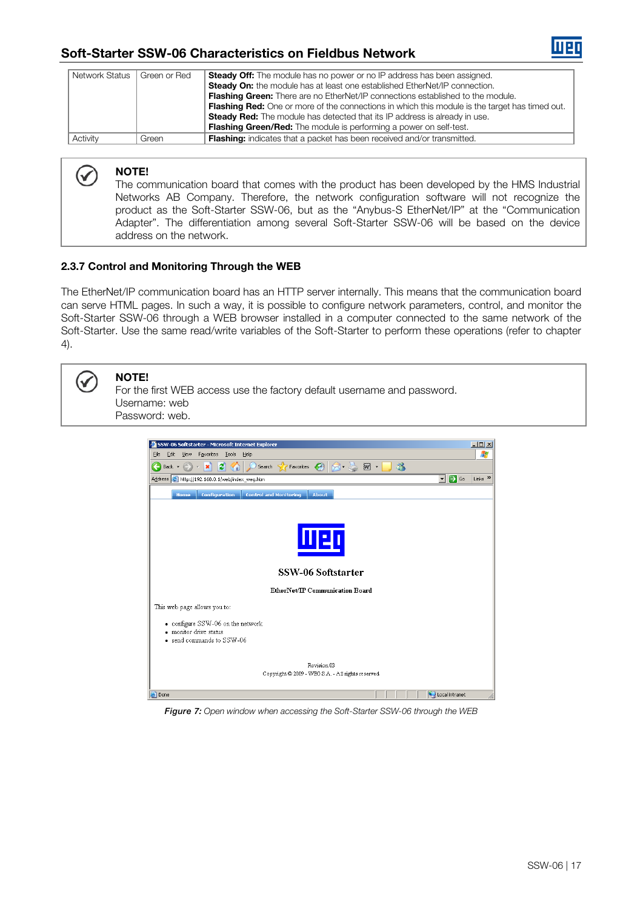| Network Status | Green or Red | **Steady Off:** The module has no power or no IP address has been assigned.<br>**Steady On:** the module has at least one established EtherNet/IP connection.<br>**Flashing Green:** There are no EtherNet/IP connections established to the module.<br>**Flashing Red:** One or more of the connections in which this module is the target has timed out.<br>**Steady Red:** The module has detected that its IP address is already in use.<br>**Flashing Green/Red:** The module is performing a power on self-test. |
|---|---|---|
| Activity | Green | **Flashing:** indicates that a packet has been received and/or transmitted. |

> **NOTE!**
> The communication board that comes with the product has been developed by the HMS Industrial Networks AB Company. Therefore, the network configuration software will not recognize the product as the Soft-Starter SSW-06, but as the "Anybus-S EtherNet/IP" at the "Communication Adapter". The differentiation among several Soft-Starter SSW-06 will be based on the device address on the network.

### 2.3.7 Control and Monitoring Through the WEB

The EtherNet/IP communication board has an HTTP server internally. This means that the communication board can serve HTML pages. In such a way, it is possible to configure network parameters, control, and monitor the Soft-Starter SSW-06 through a WEB browser installed in a computer connected to the same network of the Soft-Starter. Use the same read/write variables of the Soft-Starter to perform these operations (refer to chapter 4).

> **NOTE!**
> For the first WEB access use the factory default username and password.
> Username: web
> Password: web.

*Figure 7: Open window when accessing the Soft-Starter SSW-06 through the WEB*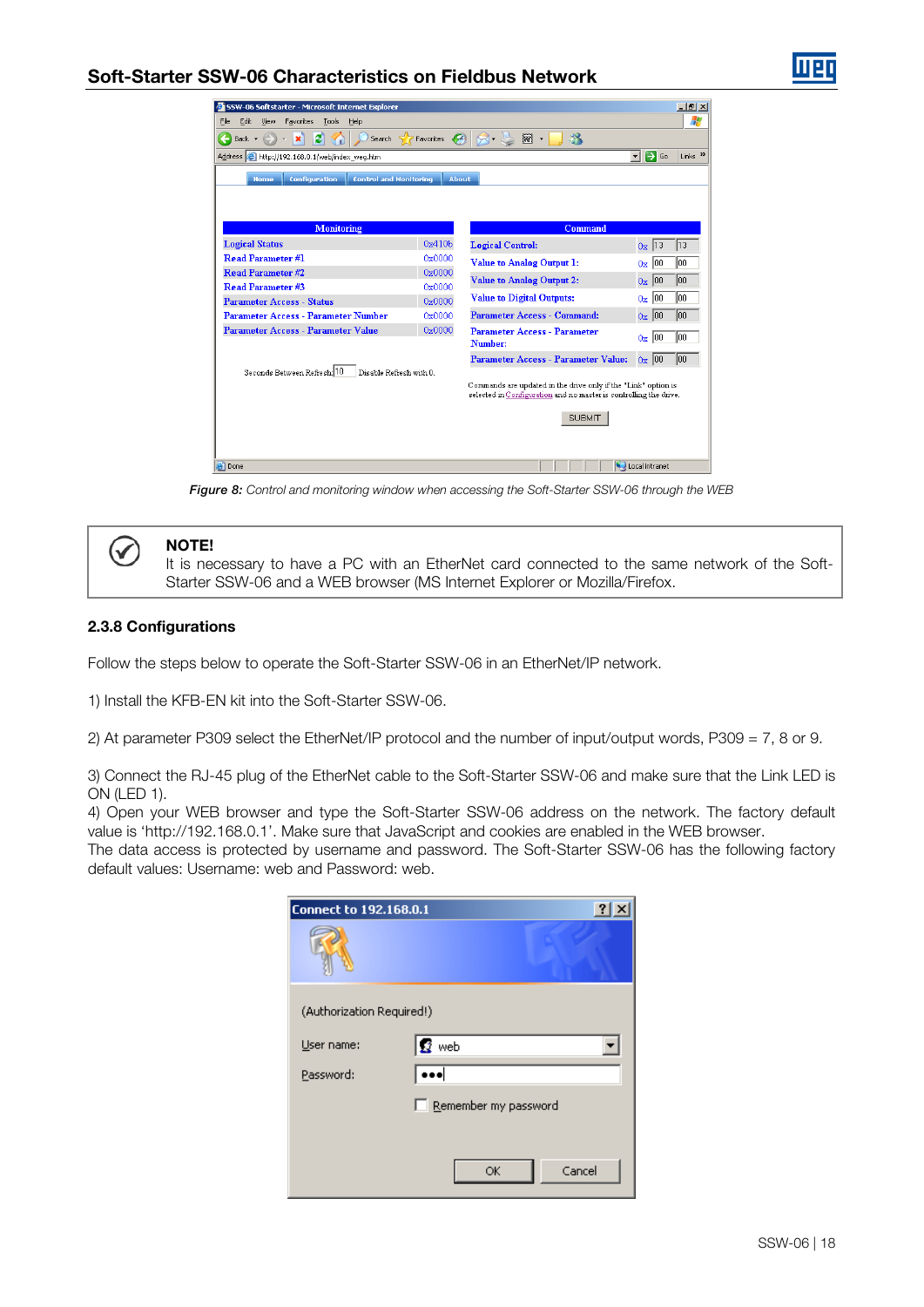*Figure 8: Control and monitoring window when accessing the Soft-Starter SSW-06 through the WEB*

> **NOTE!**
> It is necessary to have a PC with an EtherNet card connected to the same network of the Soft-Starter SSW-06 and a WEB browser (MS Internet Explorer or Mozilla/Firefox.

### 2.3.8 Configurations

Follow the steps below to operate the Soft-Starter SSW-06 in an EtherNet/IP network.

1) Install the KFB-EN kit into the Soft-Starter SSW-06.

2) At parameter P309 select the EtherNet/IP protocol and the number of input/output words, P309 = 7, 8 or 9.

3) Connect the RJ-45 plug of the EtherNet cable to the Soft-Starter SSW-06 and make sure that the Link LED is ON (LED 1).

4) Open your WEB browser and type the Soft-Starter SSW-06 address on the network. The factory default value is 'http://192.168.0.1'. Make sure that JavaScript and cookies are enabled in the WEB browser.

The data access is protected by username and password. The Soft-Starter SSW-06 has the following factory default values: Username: web and Password: web.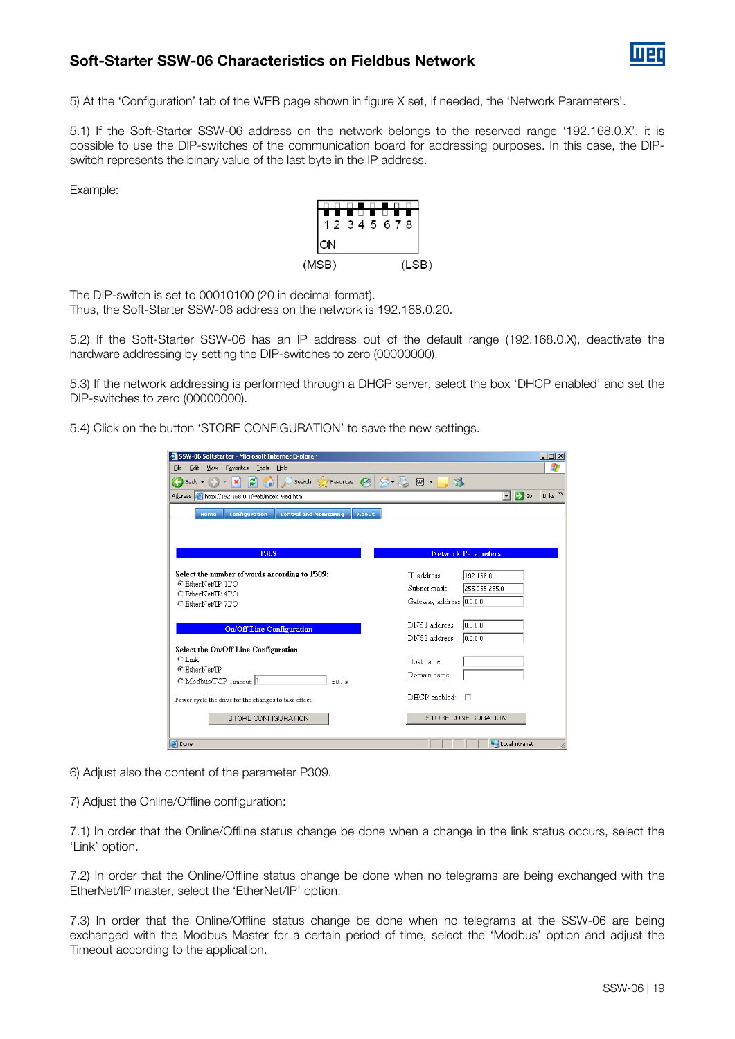5) At the 'Configuration' tab of the WEB page shown in figure X set, if needed, the 'Network Parameters'.

5.1) If the Soft-Starter SSW-06 address on the network belongs to the reserved range '192.168.0.X', it is possible to use the DIP-switches of the communication board for addressing purposes. In this case, the DIP-switch represents the binary value of the last byte in the IP address.

Example:

The DIP-switch is set to 00010100 (20 in decimal format).
Thus, the Soft-Starter SSW-06 address on the network is 192.168.0.20.

5.2) If the Soft-Starter SSW-06 has an IP address out of the default range (192.168.0.X), deactivate the hardware addressing by setting the DIP-switches to zero (00000000).

5.3) If the network addressing is performed through a DHCP server, select the box 'DHCP enabled' and set the DIP-switches to zero (00000000).

5.4) Click on the button 'STORE CONFIGURATION' to save the new settings.

6) Adjust also the content of the parameter P309.

7) Adjust the Online/Offline configuration:

7.1) In order that the Online/Offline status change be done when a change in the link status occurs, select the 'Link' option.

7.2) In order that the Online/Offline status change be done when no telegrams are being exchanged with the EtherNet/IP master, select the 'EtherNet/IP' option.

7.3) In order that the Online/Offline status change be done when no telegrams at the SSW-06 are being exchanged with the Modbus Master for a certain period of time, select the 'Modbus' option and adjust the Timeout according to the application.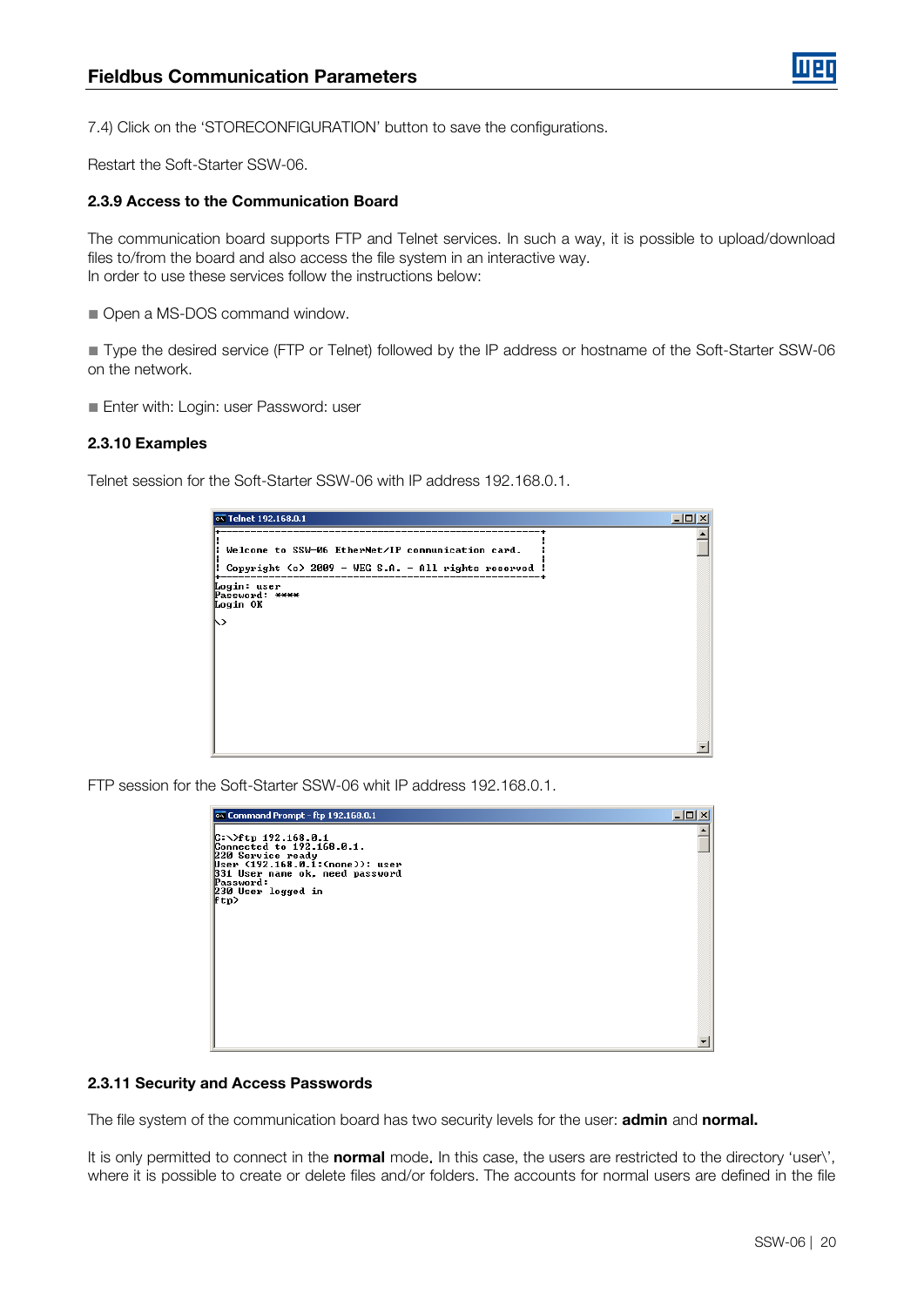7.4) Click on the 'STORECONFIGURATION' button to save the configurations.

Restart the Soft-Starter SSW-06.

### 2.3.9 Access to the Communication Board

The communication board supports FTP and Telnet services. In such a way, it is possible to upload/download files to/from the board and also access the file system in an interactive way.
In order to use these services follow the instructions below:

- Open a MS-DOS command window.

- Type the desired service (FTP or Telnet) followed by the IP address or hostname of the Soft-Starter SSW-06 on the network.

- Enter with: Login: user Password: user

### 2.3.10 Examples

Telnet session for the Soft-Starter SSW-06 with IP address 192.168.0.1.

```
Telnet 192.168.0.1
+-------------------------------------------------------+
|                                                       |
| Welcome to SSW-06 EtherNet/IP communication card.     |
|                                                       |
| Copyright (c) 2009 - WEG S.A. - All rights reserved   |
+-------------------------------------------------------+
Login: user
Password: ****
Login OK

\>
```

FTP session for the Soft-Starter SSW-06 whit IP address 192.168.0.1.

```
Command Prompt - ftp 192.168.0.1
C:\>ftp 192.168.0.1
Connected to 192.168.0.1.
220 Service ready
User (192.168.0.1:(none)): user
331 User name ok, need password
Password:
230 User logged in
ftp>
```

### 2.3.11 Security and Access Passwords

The file system of the communication board has two security levels for the user: **admin** and **normal.**

It is only permitted to connect in the **normal** mode. In this case, the users are restricted to the directory 'user\', where it is possible to create or delete files and/or folders. The accounts for normal users are defined in the file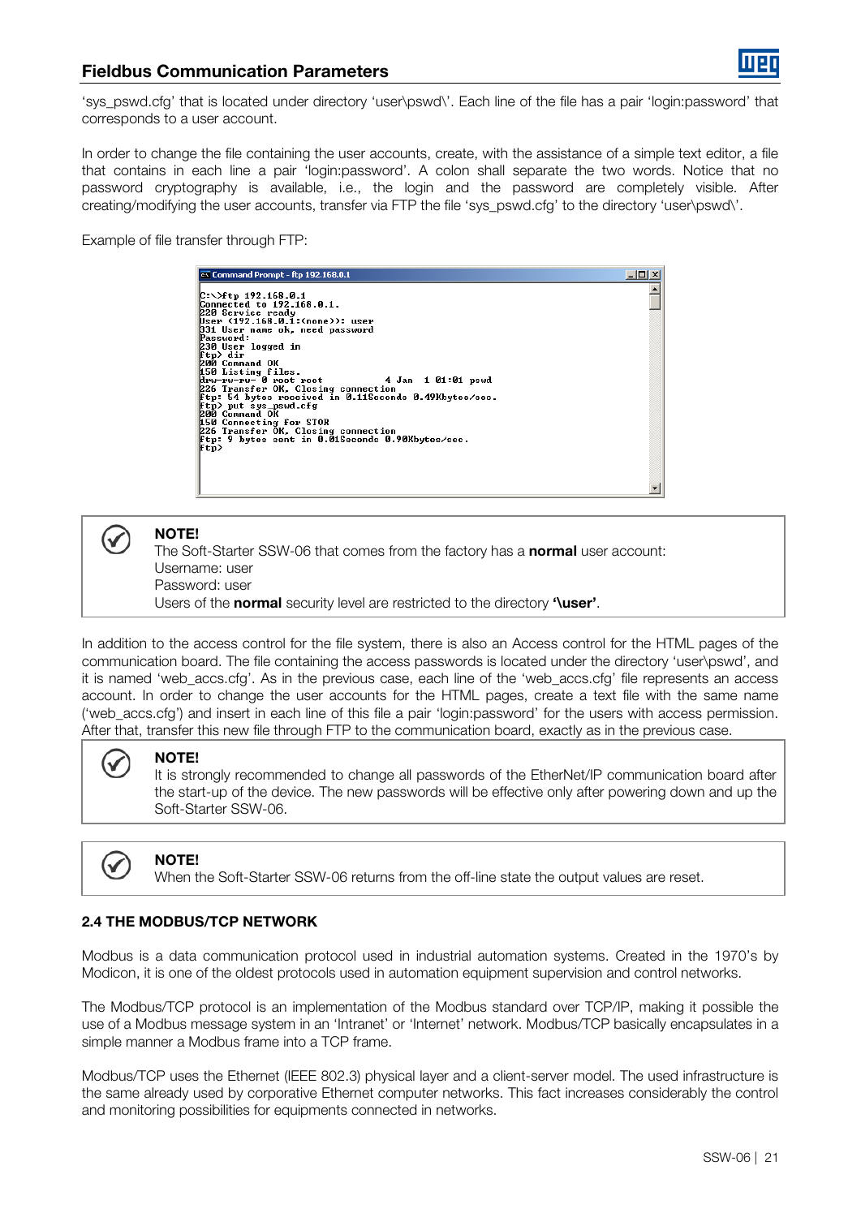'sys_pswd.cfg' that is located under directory 'user\pswd\'. Each line of the file has a pair 'login:password' that corresponds to a user account.

In order to change the file containing the user accounts, create, with the assistance of a simple text editor, a file that contains in each line a pair 'login:password'. A colon shall separate the two words. Notice that no password cryptography is available, i.e., the login and the password are completely visible. After creating/modifying the user accounts, transfer via FTP the file 'sys_pswd.cfg' to the directory 'user\pswd\'.

Example of file transfer through FTP:

```
Command Prompt - ftp 192.168.0.1

C:\>ftp 192.168.0.1
Connected to 192.168.0.1.
220 Service ready
User (192.168.0.1:(none)): user
331 User name ok, need password
Password:
230 User logged in
ftp> dir
200 Command OK
150 Listing files.
drw-rw-rw- 0 root root          4 Jan  1 01:01 pswd
226 Transfer OK, Closing connection
ftp: 54 bytes received in 0.11Seconds 0.49Kbytes/sec.
ftp> put sys_pswd.cfg
200 Command OK
150 Connecting for STOR
226 Transfer OK, Closing connection
ftp: 9 bytes sent in 0.01Seconds 0.90Kbytes/sec.
ftp>
```

> **NOTE!**
> The Soft-Starter SSW-06 that comes from the factory has a **normal** user account:
> Username: user
> Password: user
> Users of the **normal** security level are restricted to the directory **'\user'**.

In addition to the access control for the file system, there is also an Access control for the HTML pages of the communication board. The file containing the access passwords is located under the directory 'user\pswd', and it is named 'web_accs.cfg'. As in the previous case, each line of the 'web_accs.cfg' file represents an access account. In order to change the user accounts for the HTML pages, create a text file with the same name ('web_accs.cfg') and insert in each line of this file a pair 'login:password' for the users with access permission. After that, transfer this new file through FTP to the communication board, exactly as in the previous case.

> **NOTE!**
> It is strongly recommended to change all passwords of the EtherNet/IP communication board after the start-up of the device. The new passwords will be effective only after powering down and up the Soft-Starter SSW-06.

> **NOTE!**
> When the Soft-Starter SSW-06 returns from the off-line state the output values are reset.

### 2.4 THE MODBUS/TCP NETWORK

Modbus is a data communication protocol used in industrial automation systems. Created in the 1970's by Modicon, it is one of the oldest protocols used in automation equipment supervision and control networks.

The Modbus/TCP protocol is an implementation of the Modbus standard over TCP/IP, making it possible the use of a Modbus message system in an 'Intranet' or 'Internet' network. Modbus/TCP basically encapsulates in a simple manner a Modbus frame into a TCP frame.

Modbus/TCP uses the Ethernet (IEEE 802.3) physical layer and a client-server model. The used infrastructure is the same already used by corporative Ethernet computer networks. This fact increases considerably the control and monitoring possibilities for equipments connected in networks.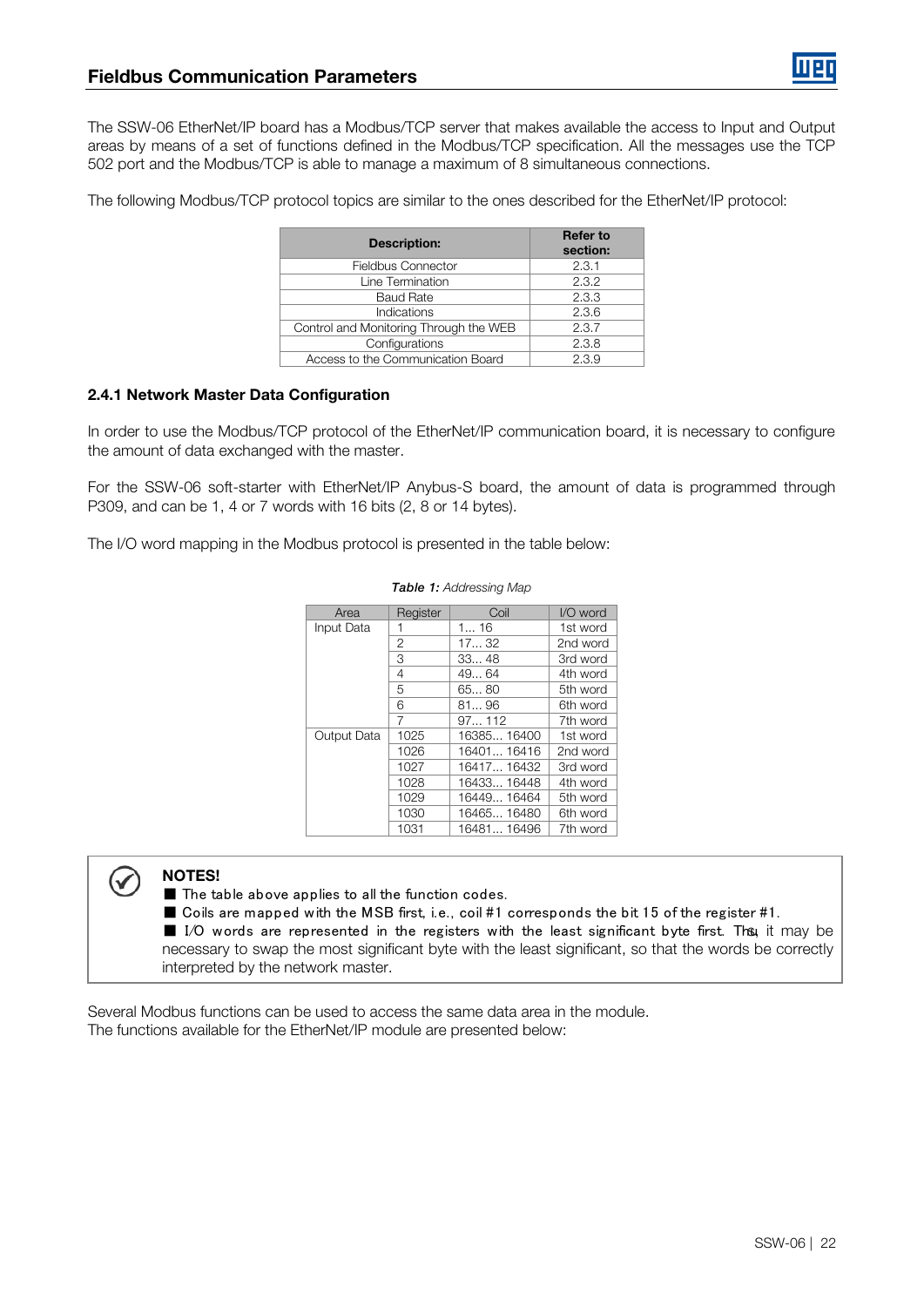The SSW-06 EtherNet/IP board has a Modbus/TCP server that makes available the access to Input and Output areas by means of a set of functions defined in the Modbus/TCP specification. All the messages use the TCP 502 port and the Modbus/TCP is able to manage a maximum of 8 simultaneous connections.

The following Modbus/TCP protocol topics are similar to the ones described for the EtherNet/IP protocol:

| Description: | Refer to section: |
|---|---|
| Fieldbus Connector | 2.3.1 |
| Line Termination | 2.3.2 |
| Baud Rate | 2.3.3 |
| Indications | 2.3.6 |
| Control and Monitoring Through the WEB | 2.3.7 |
| Configurations | 2.3.8 |
| Access to the Communication Board | 2.3.9 |

### 2.4.1 Network Master Data Configuration

In order to use the Modbus/TCP protocol of the EtherNet/IP communication board, it is necessary to configure the amount of data exchanged with the master.

For the SSW-06 soft-starter with EtherNet/IP Anybus-S board, the amount of data is programmed through P309, and can be 1, 4 or 7 words with 16 bits (2, 8 or 14 bytes).

The I/O word mapping in the Modbus protocol is presented in the table below:

***Table 1:*** *Addressing Map*

| Area | Register | Coil | I/O word |
|---|---|---|---|
| Input Data | 1 | 1... 16 | 1st word |
| | 2 | 17... 32 | 2nd word |
| | 3 | 33... 48 | 3rd word |
| | 4 | 49... 64 | 4th word |
| | 5 | 65... 80 | 5th word |
| | 6 | 81... 96 | 6th word |
| | 7 | 97... 112 | 7th word |
| Output Data | 1025 | 16385... 16400 | 1st word |
| | 1026 | 16401... 16416 | 2nd word |
| | 1027 | 16417... 16432 | 3rd word |
| | 1028 | 16433... 16448 | 4th word |
| | 1029 | 16449... 16464 | 5th word |
| | 1030 | 16465... 16480 | 6th word |
| | 1031 | 16481... 16496 | 7th word |

**NOTES!**

- The table above applies to all the function codes.
- Coils are mapped with the MSB first, i.e., coil #1 corresponds the bit 15 of the register #1.
- I/O words are represented in the registers with the least significant byte first. Thus, it may be necessary to swap the most significant byte with the least significant, so that the words be correctly interpreted by the network master.

Several Modbus functions can be used to access the same data area in the module.
The functions available for the EtherNet/IP module are presented below: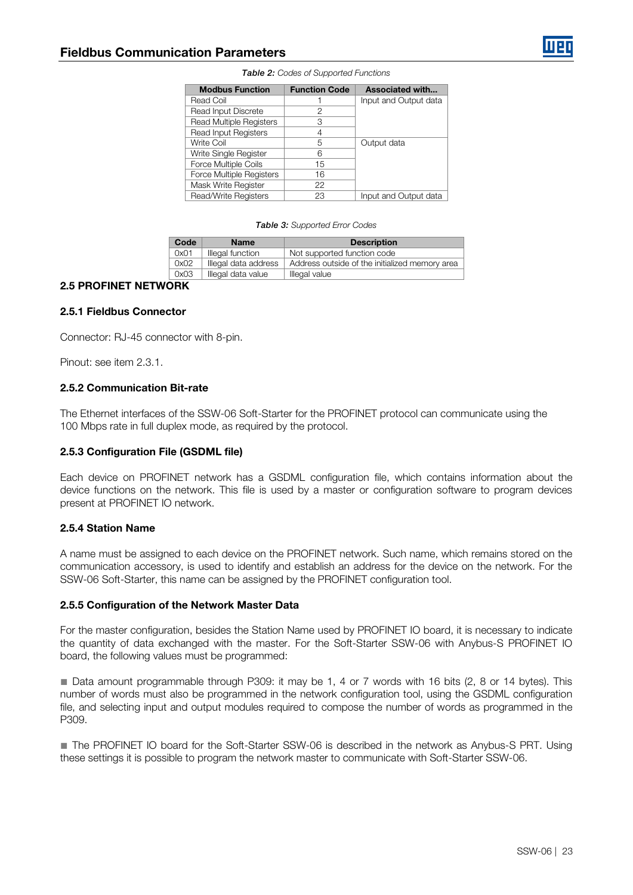*Table 2: Codes of Supported Functions*

| Modbus Function | Function Code | Associated with... |
|---|---|---|
| Read Coil | 1 | Input and Output data |
| Read Input Discrete | 2 | |
| Read Multiple Registers | 3 | |
| Read Input Registers | 4 | |
| Write Coil | 5 | Output data |
| Write Single Register | 6 | |
| Force Multiple Coils | 15 | |
| Force Multiple Registers | 16 | |
| Mask Write Register | 22 | |
| Read/Write Registers | 23 | Input and Output data |

*Table 3: Supported Error Codes*

| Code | Name | Description |
|---|---|---|
| 0x01 | Illegal function | Not supported function code |
| 0x02 | Illegal data address | Address outside of the initialized memory area |
| 0x03 | Illegal data value | Illegal value |

## 2.5 PROFINET NETWORK

### 2.5.1 Fieldbus Connector

Connector: RJ-45 connector with 8-pin.

Pinout: see item 2.3.1.

### 2.5.2 Communication Bit-rate

The Ethernet interfaces of the SSW-06 Soft-Starter for the PROFINET protocol can communicate using the 100 Mbps rate in full duplex mode, as required by the protocol.

### 2.5.3 Configuration File (GSDML file)

Each device on PROFINET network has a GSDML configuration file, which contains information about the device functions on the network. This file is used by a master or configuration software to program devices present at PROFINET IO network.

### 2.5.4 Station Name

A name must be assigned to each device on the PROFINET network. Such name, which remains stored on the communication accessory, is used to identify and establish an address for the device on the network. For the SSW-06 Soft-Starter, this name can be assigned by the PROFINET configuration tool.

### 2.5.5 Configuration of the Network Master Data

For the master configuration, besides the Station Name used by PROFINET IO board, it is necessary to indicate the quantity of data exchanged with the master. For the Soft-Starter SSW-06 with Anybus-S PROFINET IO board, the following values must be programmed:

- Data amount programmable through P309: it may be 1, 4 or 7 words with 16 bits (2, 8 or 14 bytes). This number of words must also be programmed in the network configuration tool, using the GSDML configuration file, and selecting input and output modules required to compose the number of words as programmed in the P309.

- The PROFINET IO board for the Soft-Starter SSW-06 is described in the network as Anybus-S PRT. Using these settings it is possible to program the network master to communicate with Soft-Starter SSW-06.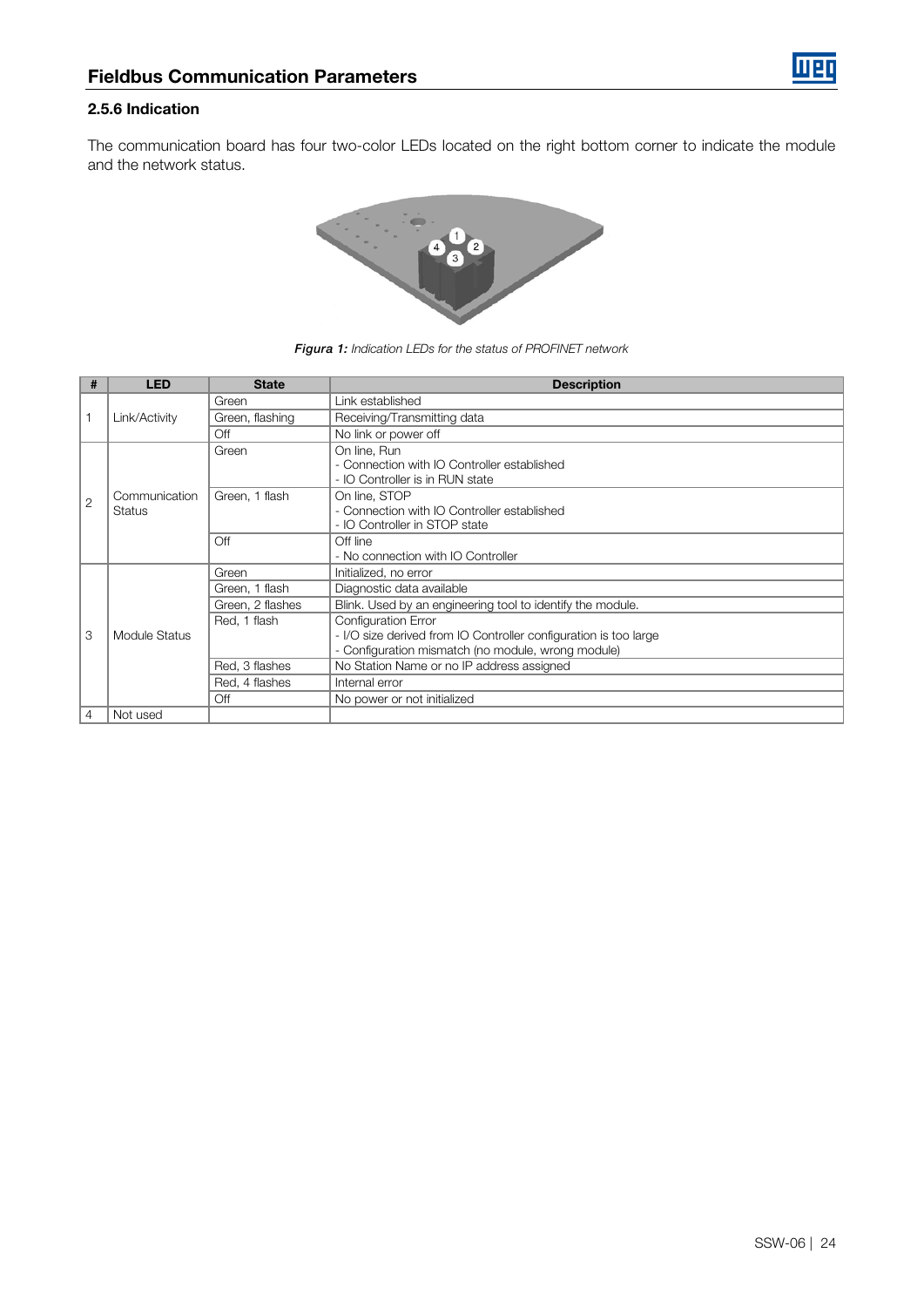### 2.5.6 Indication

The communication board has four two-color LEDs located on the right bottom corner to indicate the module and the network status.

***Figura 1:*** *Indication LEDs for the status of PROFINET network*

| # | LED | State | Description |
|---|---|---|---|
| 1 | Link/Activity | Green | Link established |
| | | Green, flashing | Receiving/Transmitting data |
| | | Off | No link or power off |
| 2 | Communication Status | Green | On line, Run<br>- Connection with IO Controller established<br>- IO Controller is in RUN state |
| | | Green, 1 flash | On line, STOP<br>- Connection with IO Controller established<br>- IO Controller in STOP state |
| | | Off | Off line<br>- No connection with IO Controller |
| 3 | Module Status | Green | Initialized, no error |
| | | Green, 1 flash | Diagnostic data available |
| | | Green, 2 flashes | Blink. Used by an engineering tool to identify the module. |
| | | Red, 1 flash | Configuration Error<br>- I/O size derived from IO Controller configuration is too large<br>- Configuration mismatch (no module, wrong module) |
| | | Red, 3 flashes | No Station Name or no IP address assigned |
| | | Red, 4 flashes | Internal error |
| | | Off | No power or not initialized |
| 4 | Not used | | |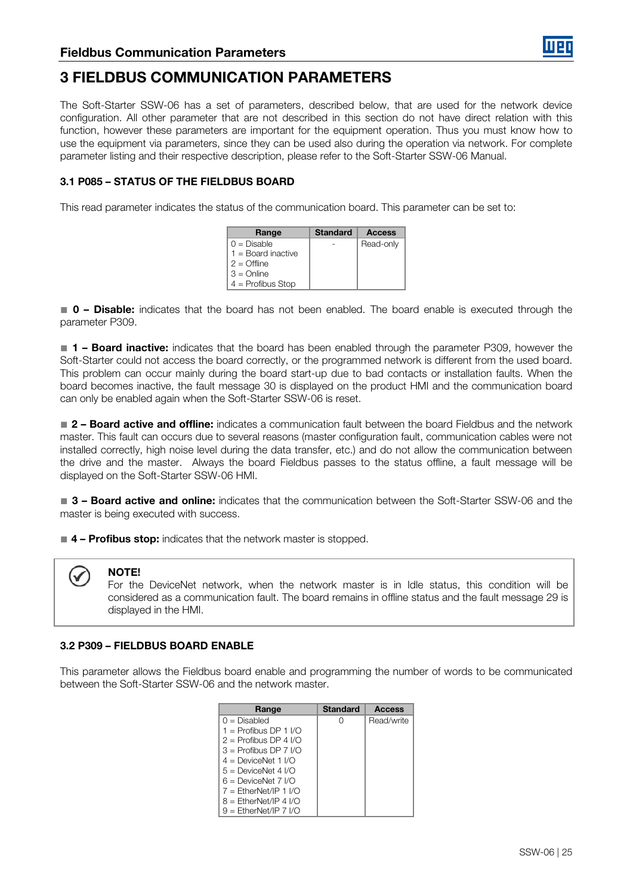# 3 FIELDBUS COMMUNICATION PARAMETERS

The Soft-Starter SSW-06 has a set of parameters, described below, that are used for the network device configuration. All other parameter that are not described in this section do not have direct relation with this function, however these parameters are important for the equipment operation. Thus you must know how to use the equipment via parameters, since they can be used also during the operation via network. For complete parameter listing and their respective description, please refer to the Soft-Starter SSW-06 Manual.

### 3.1 P085 – STATUS OF THE FIELDBUS BOARD

This read parameter indicates the status of the communication board. This parameter can be set to:

| Range | Standard | Access |
|---|---|---|
| 0 = Disable<br>1 = Board inactive<br>2 = Offline<br>3 = Online<br>4 = Profibus Stop | - | Read-only |

- **0 – Disable:** indicates that the board has not been enabled. The board enable is executed through the parameter P309.

- **1 – Board inactive:** indicates that the board has been enabled through the parameter P309, however the Soft-Starter could not access the board correctly, or the programmed network is different from the used board. This problem can occur mainly during the board start-up due to bad contacts or installation faults. When the board becomes inactive, the fault message 30 is displayed on the product HMI and the communication board can only be enabled again when the Soft-Starter SSW-06 is reset.

- **2 – Board active and offline:** indicates a communication fault between the board Fieldbus and the network master. This fault can occurs due to several reasons (master configuration fault, communication cables were not installed correctly, high noise level during the data transfer, etc.) and do not allow the communication between the drive and the master. Always the board Fieldbus passes to the status offline, a fault message will be displayed on the Soft-Starter SSW-06 HMI.

- **3 – Board active and online:** indicates that the communication between the Soft-Starter SSW-06 and the master is being executed with success.

- **4 – Profibus stop:** indicates that the network master is stopped.

> **NOTE!**
> For the DeviceNet network, when the network master is in Idle status, this condition will be considered as a communication fault. The board remains in offline status and the fault message 29 is displayed in the HMI.

### 3.2 P309 – FIELDBUS BOARD ENABLE

This parameter allows the Fieldbus board enable and programming the number of words to be communicated between the Soft-Starter SSW-06 and the network master.

| Range | Standard | Access |
|---|---|---|
| 0 = Disabled<br>1 = Profibus DP 1 I/O<br>2 = Profibus DP 4 I/O<br>3 = Profibus DP 7 I/O<br>4 = DeviceNet 1 I/O<br>5 = DeviceNet 4 I/O<br>6 = DeviceNet 7 I/O<br>7 = EtherNet/IP 1 I/O<br>8 = EtherNet/IP 4 I/O<br>9 = EtherNet/IP 7 I/O | 0 | Read/write |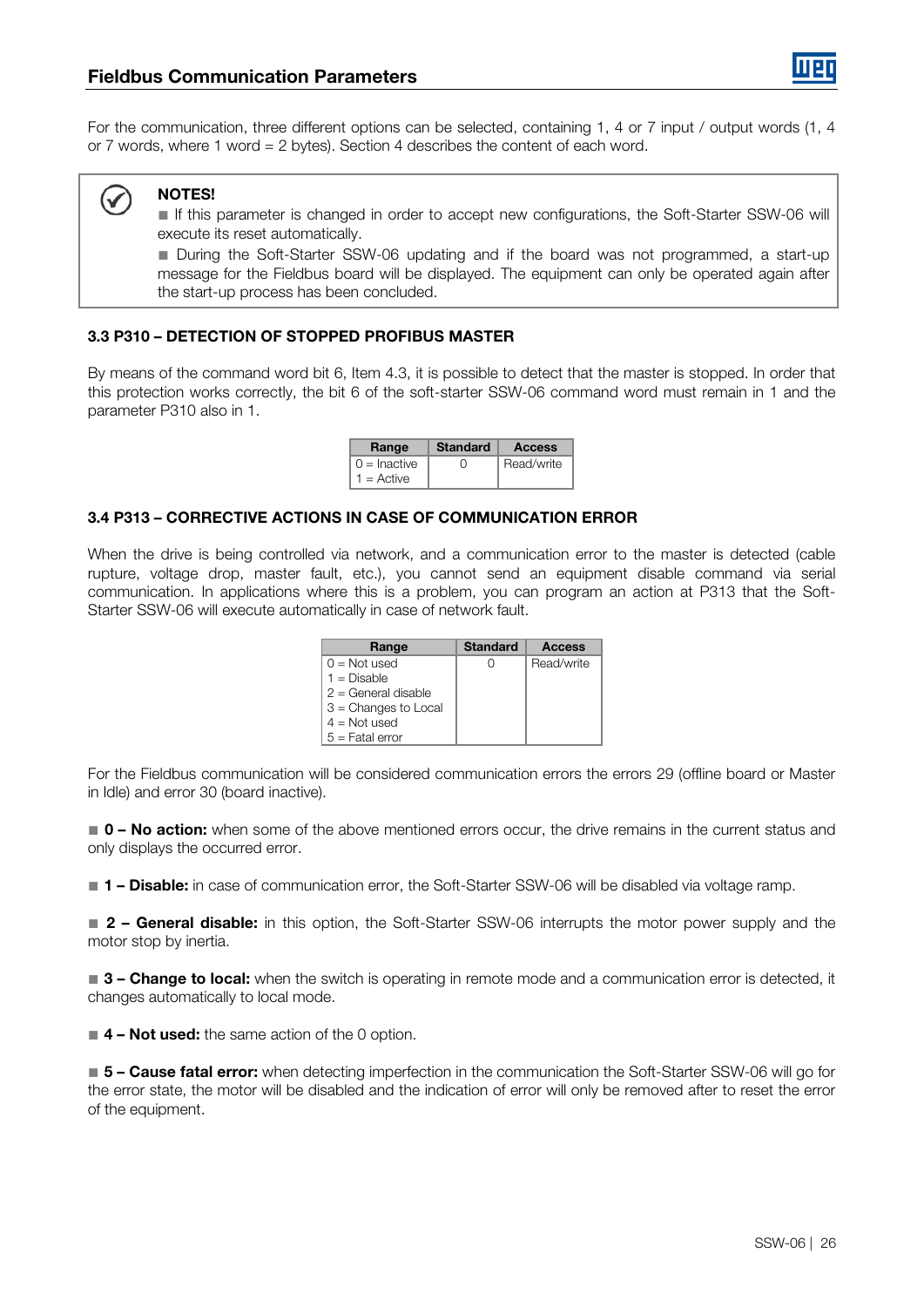For the communication, three different options can be selected, containing 1, 4 or 7 input / output words (1, 4 or 7 words, where 1 word = 2 bytes). Section 4 describes the content of each word.

> **NOTES!**
>
> ■ If this parameter is changed in order to accept new configurations, the Soft-Starter SSW-06 will execute its reset automatically.
>
> ■ During the Soft-Starter SSW-06 updating and if the board was not programmed, a start-up message for the Fieldbus board will be displayed. The equipment can only be operated again after the start-up process has been concluded.

### 3.3 P310 – DETECTION OF STOPPED PROFIBUS MASTER

By means of the command word bit 6, Item 4.3, it is possible to detect that the master is stopped. In order that this protection works correctly, the bit 6 of the soft-starter SSW-06 command word must remain in 1 and the parameter P310 also in 1.

| Range | Standard | Access |
|---|---|---|
| 0 = Inactive<br>1 = Active | 0 | Read/write |

### 3.4 P313 – CORRECTIVE ACTIONS IN CASE OF COMMUNICATION ERROR

When the drive is being controlled via network, and a communication error to the master is detected (cable rupture, voltage drop, master fault, etc.), you cannot send an equipment disable command via serial communication. In applications where this is a problem, you can program an action at P313 that the Soft-Starter SSW-06 will execute automatically in case of network fault.

| Range | Standard | Access |
|---|---|---|
| 0 = Not used<br>1 = Disable<br>2 = General disable<br>3 = Changes to Local<br>4 = Not used<br>5 = Fatal error | 0 | Read/write |

For the Fieldbus communication will be considered communication errors the errors 29 (offline board or Master in Idle) and error 30 (board inactive).

■ **0 – No action:** when some of the above mentioned errors occur, the drive remains in the current status and only displays the occurred error.

■ **1 – Disable:** in case of communication error, the Soft-Starter SSW-06 will be disabled via voltage ramp.

■ **2 – General disable:** in this option, the Soft-Starter SSW-06 interrupts the motor power supply and the motor stop by inertia.

■ **3 – Change to local:** when the switch is operating in remote mode and a communication error is detected, it changes automatically to local mode.

■ **4 – Not used:** the same action of the 0 option.

■ **5 – Cause fatal error:** when detecting imperfection in the communication the Soft-Starter SSW-06 will go for the error state, the motor will be disabled and the indication of error will only be removed after to reset the error of the equipment.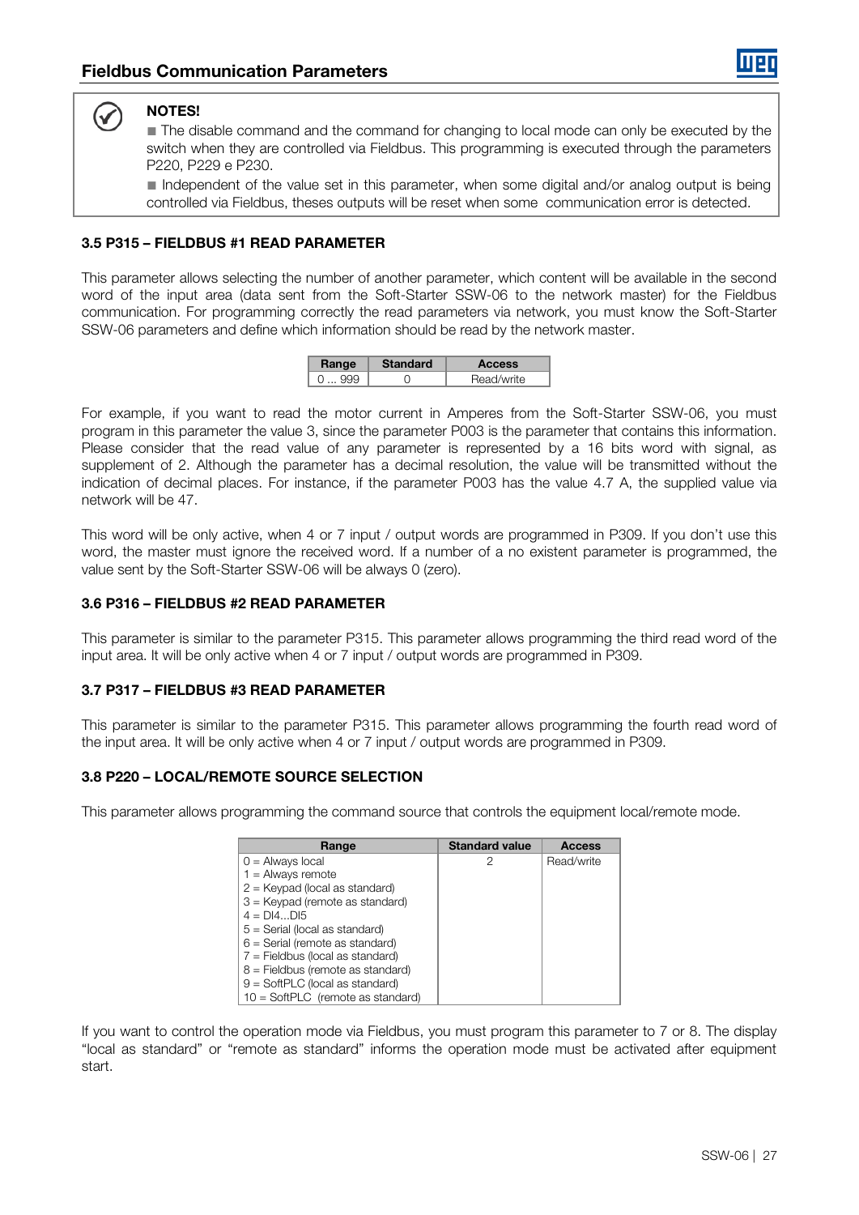**NOTES!**

- The disable command and the command for changing to local mode can only be executed by the switch when they are controlled via Fieldbus. This programming is executed through the parameters P220, P229 e P230.
- Independent of the value set in this parameter, when some digital and/or analog output is being controlled via Fieldbus, theses outputs will be reset when some communication error is detected.

### 3.5 P315 – FIELDBUS #1 READ PARAMETER

This parameter allows selecting the number of another parameter, which content will be available in the second word of the input area (data sent from the Soft-Starter SSW-06 to the network master) for the Fieldbus communication. For programming correctly the read parameters via network, you must know the Soft-Starter SSW-06 parameters and define which information should be read by the network master.

| Range | Standard | Access |
|---|---|---|
| 0 ... 999 | 0 | Read/write |

For example, if you want to read the motor current in Amperes from the Soft-Starter SSW-06, you must program in this parameter the value 3, since the parameter P003 is the parameter that contains this information. Please consider that the read value of any parameter is represented by a 16 bits word with signal, as supplement of 2. Although the parameter has a decimal resolution, the value will be transmitted without the indication of decimal places. For instance, if the parameter P003 has the value 4.7 A, the supplied value via network will be 47.

This word will be only active, when 4 or 7 input / output words are programmed in P309. If you don't use this word, the master must ignore the received word. If a number of a no existent parameter is programmed, the value sent by the Soft-Starter SSW-06 will be always 0 (zero).

### 3.6 P316 – FIELDBUS #2 READ PARAMETER

This parameter is similar to the parameter P315. This parameter allows programming the third read word of the input area. It will be only active when 4 or 7 input / output words are programmed in P309.

### 3.7 P317 – FIELDBUS #3 READ PARAMETER

This parameter is similar to the parameter P315. This parameter allows programming the fourth read word of the input area. It will be only active when 4 or 7 input / output words are programmed in P309.

### 3.8 P220 – LOCAL/REMOTE SOURCE SELECTION

This parameter allows programming the command source that controls the equipment local/remote mode.

| Range | Standard value | Access |
|---|---|---|
| 0 = Always local<br>1 = Always remote<br>2 = Keypad (local as standard)<br>3 = Keypad (remote as standard)<br>4 = DI4...DI5<br>5 = Serial (local as standard)<br>6 = Serial (remote as standard)<br>7 = Fieldbus (local as standard)<br>8 = Fieldbus (remote as standard)<br>9 = SoftPLC (local as standard)<br>10 = SoftPLC (remote as standard) | 2 | Read/write |

If you want to control the operation mode via Fieldbus, you must program this parameter to 7 or 8. The display "local as standard" or "remote as standard" informs the operation mode must be activated after equipment start.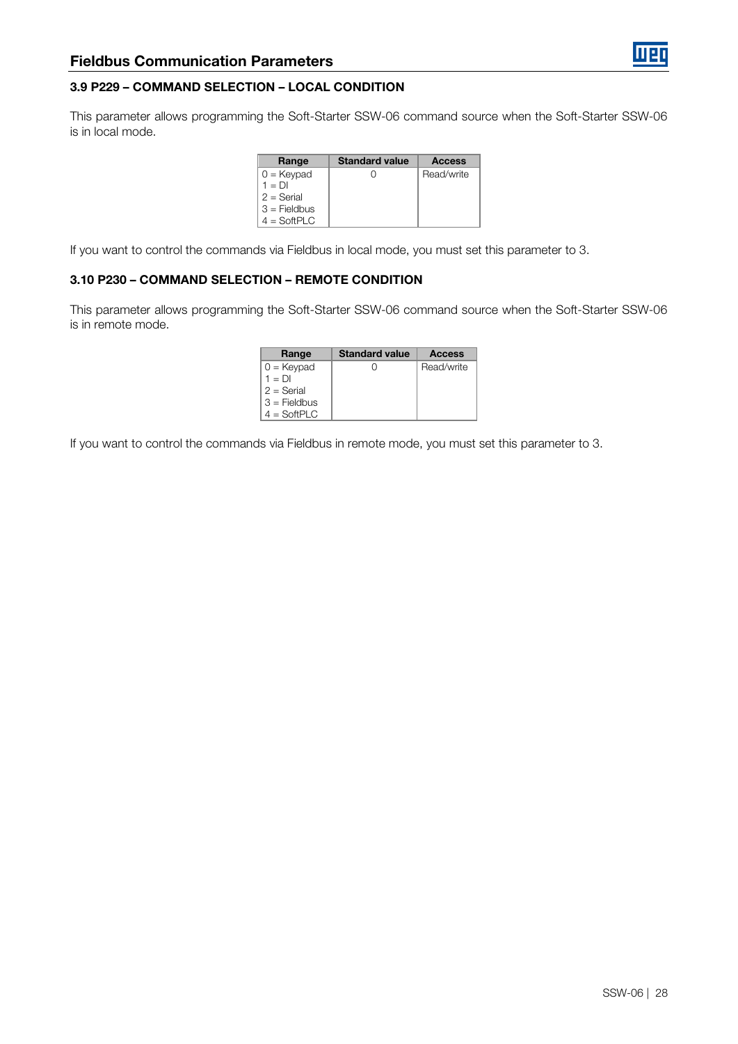### 3.9 P229 – COMMAND SELECTION – LOCAL CONDITION

This parameter allows programming the Soft-Starter SSW-06 command source when the Soft-Starter SSW-06 is in local mode.

| Range | Standard value | Access |
|---|---|---|
| 0 = Keypad<br>1 = DI<br>2 = Serial<br>3 = Fieldbus<br>4 = SoftPLC | 0 | Read/write |

If you want to control the commands via Fieldbus in local mode, you must set this parameter to 3.

### 3.10 P230 – COMMAND SELECTION – REMOTE CONDITION

This parameter allows programming the Soft-Starter SSW-06 command source when the Soft-Starter SSW-06 is in remote mode.

| Range | Standard value | Access |
|---|---|---|
| 0 = Keypad<br>1 = DI<br>2 = Serial<br>3 = Fieldbus<br>4 = SoftPLC | 0 | Read/write |

If you want to control the commands via Fieldbus in remote mode, you must set this parameter to 3.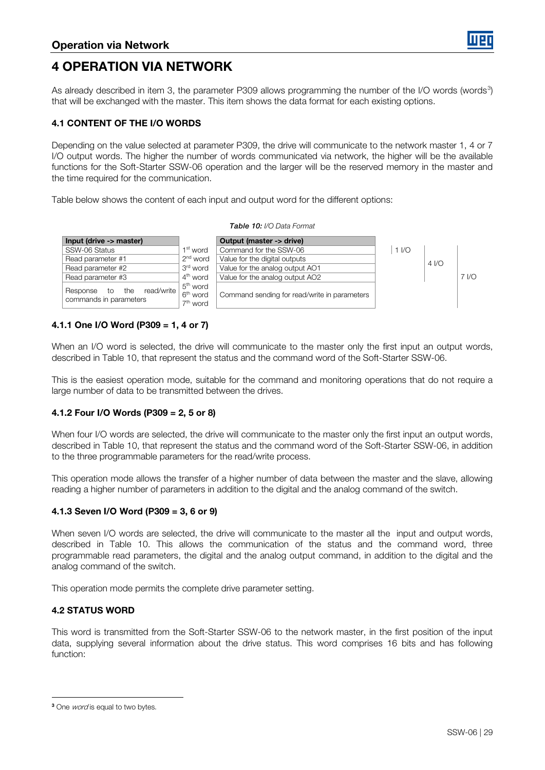# 4 OPERATION VIA NETWORK

As already described in item 3, the parameter P309 allows programming the number of the I/O words (words[3]) that will be exchanged with the master. This item shows the data format for each existing options.

## 4.1 CONTENT OF THE I/O WORDS

Depending on the value selected at parameter P309, the drive will communicate to the network master 1, 4 or 7 I/O output words. The higher the number of words communicated via network, the higher will be the available functions for the Soft-Starter SSW-06 operation and the larger will be the reserved memory in the master and the time required for the communication.

Table below shows the content of each input and output word for the different options:

*Table 10: I/O Data Format*

| Input (drive -> master) | | Output (master -> drive) | | | |
|---|---|---|---|---|---|
| SSW-06 Status | 1[st] word | Command for the SSW-06 | 1 I/O | 4 I/O | 7 I/O |
| Read parameter #1 | 2[nd] word | Value for the digital outputs | | | |
| Read parameter #2 | 3[rd] word | Value for the analog output AO1 | | | |
| Read parameter #3 | 4[th] word | Value for the analog output AO2 | | | |
| Response to the read/write commands in parameters | 5[th] word<br>6[th] word<br>7[th] word | Command sending for read/write in parameters | | | |

### 4.1.1 One I/O Word (P309 = 1, 4 or 7)

When an I/O word is selected, the drive will communicate to the master only the first input an output words, described in Table 10, that represent the status and the command word of the Soft-Starter SSW-06.

This is the easiest operation mode, suitable for the command and monitoring operations that do not require a large number of data to be transmitted between the drives.

### 4.1.2 Four I/O Words (P309 = 2, 5 or 8)

When four I/O words are selected, the drive will communicate to the master only the first input an output words, described in Table 10, that represent the status and the command word of the Soft-Starter SSW-06, in addition to the three programmable parameters for the read/write process.

This operation mode allows the transfer of a higher number of data between the master and the slave, allowing reading a higher number of parameters in addition to the digital and the analog command of the switch.

### 4.1.3 Seven I/O Word (P309 = 3, 6 or 9)

When seven I/O words are selected, the drive will communicate to the master all the input and output words, described in Table 10. This allows the communication of the status and the command word, three programmable read parameters, the digital and the analog output command, in addition to the digital and the analog command of the switch.

This operation mode permits the complete drive parameter setting.

## 4.2 STATUS WORD

This word is transmitted from the Soft-Starter SSW-06 to the network master, in the first position of the input data, supplying several information about the drive status. This word comprises 16 bits and has following function:

---

[3] One *word* is equal to two bytes.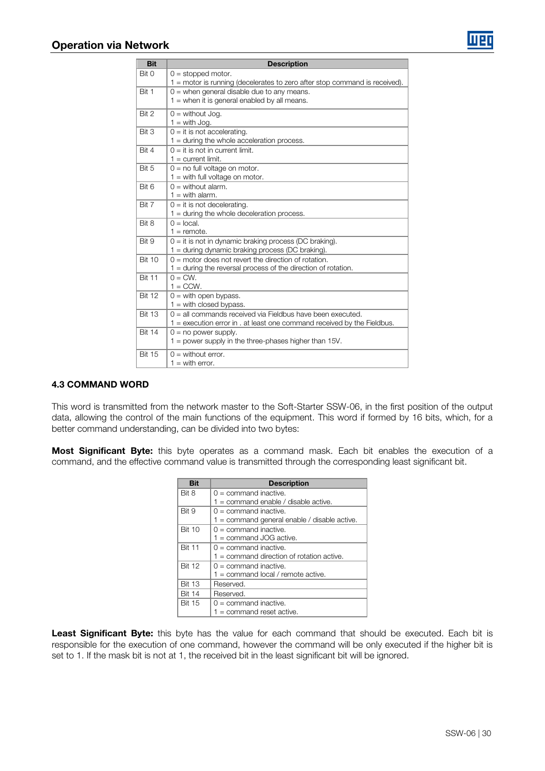| Bit | Description |
| --- | --- |
| Bit 0 | 0 = stopped motor.<br>1 = motor is running (decelerates to zero after stop command is received). |
| Bit 1 | 0 = when general disable due to any means.<br>1 = when it is general enabled by all means. |
| Bit 2 | 0 = without Jog.<br>1 = with Jog. |
| Bit 3 | 0 = it is not accelerating.<br>1 = during the whole acceleration process. |
| Bit 4 | 0 = it is not in current limit.<br>1 = current limit. |
| Bit 5 | 0 = no full voltage on motor.<br>1 = with full voltage on motor. |
| Bit 6 | 0 = without alarm.<br>1 = with alarm. |
| Bit 7 | 0 = it is not decelerating.<br>1 = during the whole deceleration process. |
| Bit 8 | 0 = local.<br>1 = remote. |
| Bit 9 | 0 = it is not in dynamic braking process (DC braking).<br>1 = during dynamic braking process (DC braking). |
| Bit 10 | 0 = motor does not revert the direction of rotation.<br>1 = during the reversal process of the direction of rotation. |
| Bit 11 | 0 = CW.<br>1 = CCW. |
| Bit 12 | 0 = with open bypass.<br>1 = with closed bypass. |
| Bit 13 | 0 = all commands received via Fieldbus have been executed.<br>1 = execution error in . at least one command received by the Fieldbus. |
| Bit 14 | 0 = no power supply.<br>1 = power supply in the three-phases higher than 15V. |
| Bit 15 | 0 = without error.<br>1 = with error. |

### 4.3 COMMAND WORD

This word is transmitted from the network master to the Soft-Starter SSW-06, in the first position of the output data, allowing the control of the main functions of the equipment. This word if formed by 16 bits, which, for a better command understanding, can be divided into two bytes:

**Most Significant Byte:** this byte operates as a command mask. Each bit enables the execution of a command, and the effective command value is transmitted through the corresponding least significant bit.

| Bit | Description |
| --- | --- |
| Bit 8 | 0 = command inactive.<br>1 = command enable / disable active. |
| Bit 9 | 0 = command inactive.<br>1 = command general enable / disable active. |
| Bit 10 | 0 = command inactive.<br>1 = command JOG active. |
| Bit 11 | 0 = command inactive.<br>1 = command direction of rotation active. |
| Bit 12 | 0 = command inactive.<br>1 = command local / remote active. |
| Bit 13 | Reserved. |
| Bit 14 | Reserved. |
| Bit 15 | 0 = command inactive.<br>1 = command reset active. |

**Least Significant Byte:** this byte has the value for each command that should be executed. Each bit is responsible for the execution of one command, however the command will be only executed if the higher bit is set to 1. If the mask bit is not at 1, the received bit in the least significant bit will be ignored.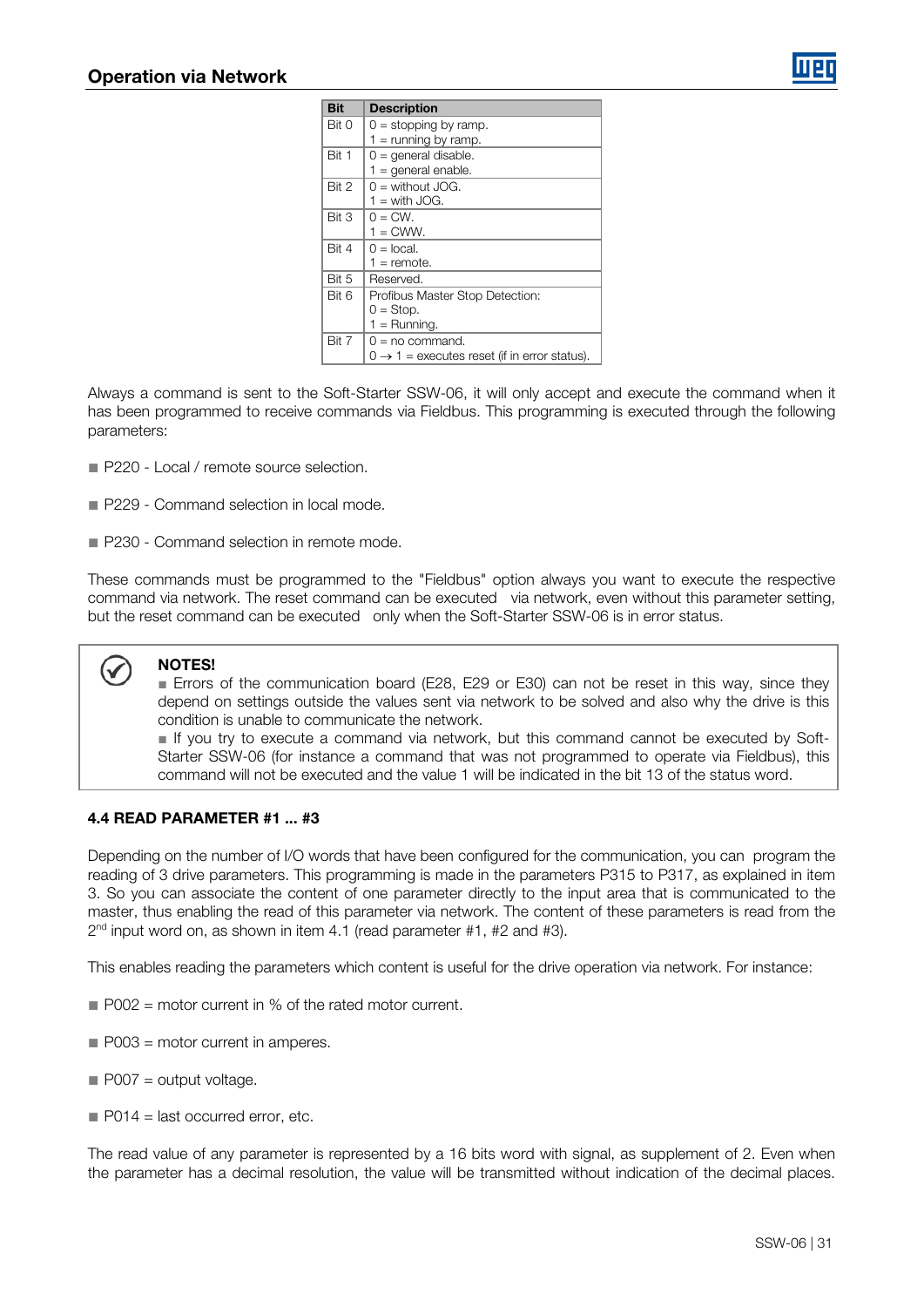| Bit | Description |
|---|---|
| Bit 0 | 0 = stopping by ramp.<br>1 = running by ramp. |
| Bit 1 | 0 = general disable.<br>1 = general enable. |
| Bit 2 | 0 = without JOG.<br>1 = with JOG. |
| Bit 3 | 0 = CW.<br>1 = CWW. |
| Bit 4 | 0 = local.<br>1 = remote. |
| Bit 5 | Reserved. |
| Bit 6 | Profibus Master Stop Detection:<br>0 = Stop.<br>1 = Running. |
| Bit 7 | 0 = no command.<br>0 → 1 = executes reset (if in error status). |

Always a command is sent to the Soft-Starter SSW-06, it will only accept and execute the command when it has been programmed to receive commands via Fieldbus. This programming is executed through the following parameters:

- P220 - Local / remote source selection.
- P229 - Command selection in local mode.
- P230 - Command selection in remote mode.

These commands must be programmed to the "Fieldbus" option always you want to execute the respective command via network. The reset command can be executed via network, even without this parameter setting, but the reset command can be executed only when the Soft-Starter SSW-06 is in error status.

> **NOTES!**
>
> - Errors of the communication board (E28, E29 or E30) can not be reset in this way, since they depend on settings outside the values sent via network to be solved and also why the drive is this condition is unable to communicate the network.
> - If you try to execute a command via network, but this command cannot be executed by Soft-Starter SSW-06 (for instance a command that was not programmed to operate via Fieldbus), this command will not be executed and the value 1 will be indicated in the bit 13 of the status word.

### 4.4 READ PARAMETER #1 ... #3

Depending on the number of I/O words that have been configured for the communication, you can program the reading of 3 drive parameters. This programming is made in the parameters P315 to P317, as explained in item 3. So you can associate the content of one parameter directly to the input area that is communicated to the master, thus enabling the read of this parameter via network. The content of these parameters is read from the 2nd input word on, as shown in item 4.1 (read parameter #1, #2 and #3).

This enables reading the parameters which content is useful for the drive operation via network. For instance:

- P002 = motor current in % of the rated motor current.
- P003 = motor current in amperes.
- P007 = output voltage.
- P014 = last occurred error, etc.

The read value of any parameter is represented by a 16 bits word with signal, as supplement of 2. Even when the parameter has a decimal resolution, the value will be transmitted without indication of the decimal places.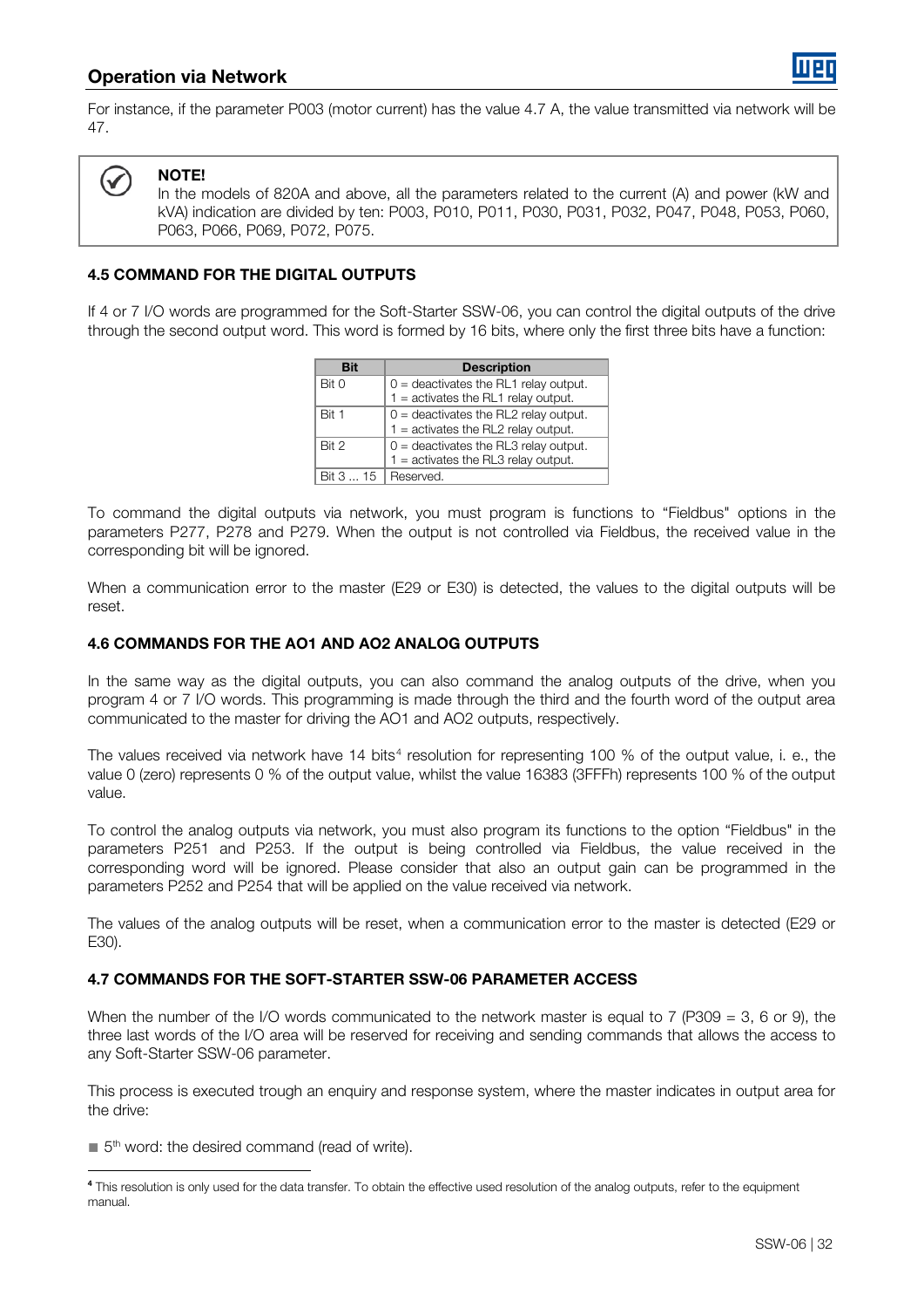For instance, if the parameter P003 (motor current) has the value 4.7 A, the value transmitted via network will be 47.

> **NOTE!**
> In the models of 820A and above, all the parameters related to the current (A) and power (kW and kVA) indication are divided by ten: P003, P010, P011, P030, P031, P032, P047, P048, P053, P060, P063, P066, P069, P072, P075.

### 4.5 COMMAND FOR THE DIGITAL OUTPUTS

If 4 or 7 I/O words are programmed for the Soft-Starter SSW-06, you can control the digital outputs of the drive through the second output word. This word is formed by 16 bits, where only the first three bits have a function:

| Bit | Description |
|---|---|
| Bit 0 | 0 = deactivates the RL1 relay output.<br>1 = activates the RL1 relay output. |
| Bit 1 | 0 = deactivates the RL2 relay output.<br>1 = activates the RL2 relay output. |
| Bit 2 | 0 = deactivates the RL3 relay output.<br>1 = activates the RL3 relay output. |
| Bit 3 ... 15 | Reserved. |

To command the digital outputs via network, you must program is functions to "Fieldbus" options in the parameters P277, P278 and P279. When the output is not controlled via Fieldbus, the received value in the corresponding bit will be ignored.

When a communication error to the master (E29 or E30) is detected, the values to the digital outputs will be reset.

### 4.6 COMMANDS FOR THE AO1 AND AO2 ANALOG OUTPUTS

In the same way as the digital outputs, you can also command the analog outputs of the drive, when you program 4 or 7 I/O words. This programming is made through the third and the fourth word of the output area communicated to the master for driving the AO1 and AO2 outputs, respectively.

The values received via network have 14 bits[4] resolution for representing 100 % of the output value, i. e., the value 0 (zero) represents 0 % of the output value, whilst the value 16383 (3FFFh) represents 100 % of the output value.

To control the analog outputs via network, you must also program its functions to the option "Fieldbus" in the parameters P251 and P253. If the output is being controlled via Fieldbus, the value received in the corresponding word will be ignored. Please consider that also an output gain can be programmed in the parameters P252 and P254 that will be applied on the value received via network.

The values of the analog outputs will be reset, when a communication error to the master is detected (E29 or E30).

### 4.7 COMMANDS FOR THE SOFT-STARTER SSW-06 PARAMETER ACCESS

When the number of the I/O words communicated to the network master is equal to 7 (P309 = 3, 6 or 9), the three last words of the I/O area will be reserved for receiving and sending commands that allows the access to any Soft-Starter SSW-06 parameter.

This process is executed trough an enquiry and response system, where the master indicates in output area for the drive:

- 5th word: the desired command (read of write).

---

[4] This resolution is only used for the data transfer. To obtain the effective used resolution of the analog outputs, refer to the equipment manual.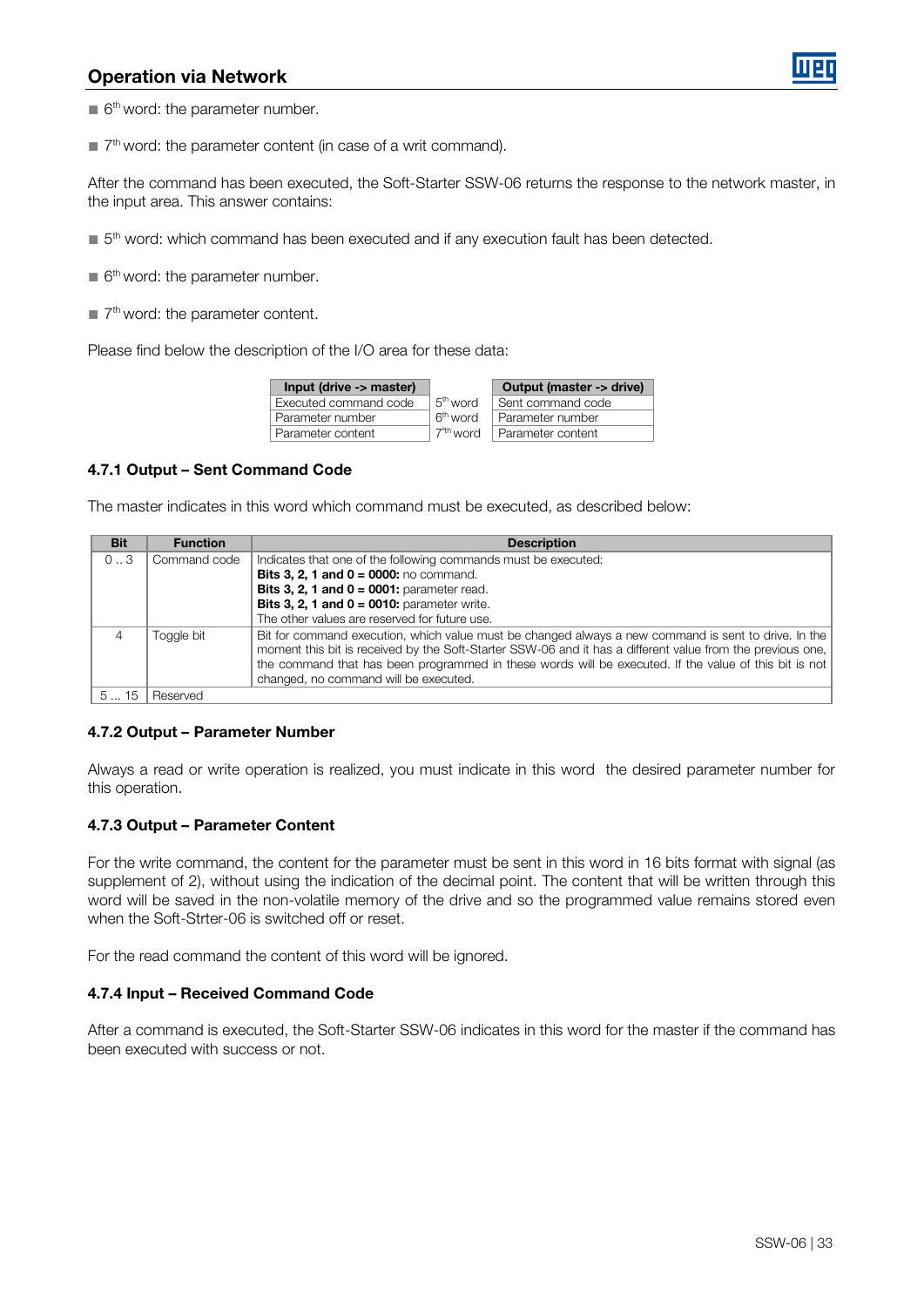- 6th word: the parameter number.
- 7th word: the parameter content (in case of a writ command).

After the command has been executed, the Soft-Starter SSW-06 returns the response to the network master, in the input area. This answer contains:

- 5th word: which command has been executed and if any execution fault has been detected.
- 6th word: the parameter number.
- 7th word: the parameter content.

Please find below the description of the I/O area for these data:

| Input (drive -> master) | | Output (master -> drive) |
|---|---|---|
| Executed command code | 5th word | Sent command code |
| Parameter number | 6th word | Parameter number |
| Parameter content | 7th word | Parameter content |

### 4.7.1 Output – Sent Command Code

The master indicates in this word which command must be executed, as described below:

| Bit | Function | Description |
|---|---|---|
| 0 .. 3 | Command code | Indicates that one of the following commands must be executed:<br>**Bits 3, 2, 1 and 0 = 0000:** no command.<br>**Bits 3, 2, 1 and 0 = 0001:** parameter read.<br>**Bits 3, 2, 1 and 0 = 0010:** parameter write.<br>The other values are reserved for future use. |
| 4 | Toggle bit | Bit for command execution, which value must be changed always a new command is sent to drive. In the moment this bit is received by the Soft-Starter SSW-06 and it has a different value from the previous one, the command that has been programmed in these words will be executed. If the value of this bit is not changed, no command will be executed. |
| 5 ... 15 | Reserved | |

### 4.7.2 Output – Parameter Number

Always a read or write operation is realized, you must indicate in this word the desired parameter number for this operation.

### 4.7.3 Output – Parameter Content

For the write command, the content for the parameter must be sent in this word in 16 bits format with signal (as supplement of 2), without using the indication of the decimal point. The content that will be written through this word will be saved in the non-volatile memory of the drive and so the programmed value remains stored even when the Soft-Strter-06 is switched off or reset.

For the read command the content of this word will be ignored.

### 4.7.4 Input – Received Command Code

After a command is executed, the Soft-Starter SSW-06 indicates in this word for the master if the command has been executed with success or not.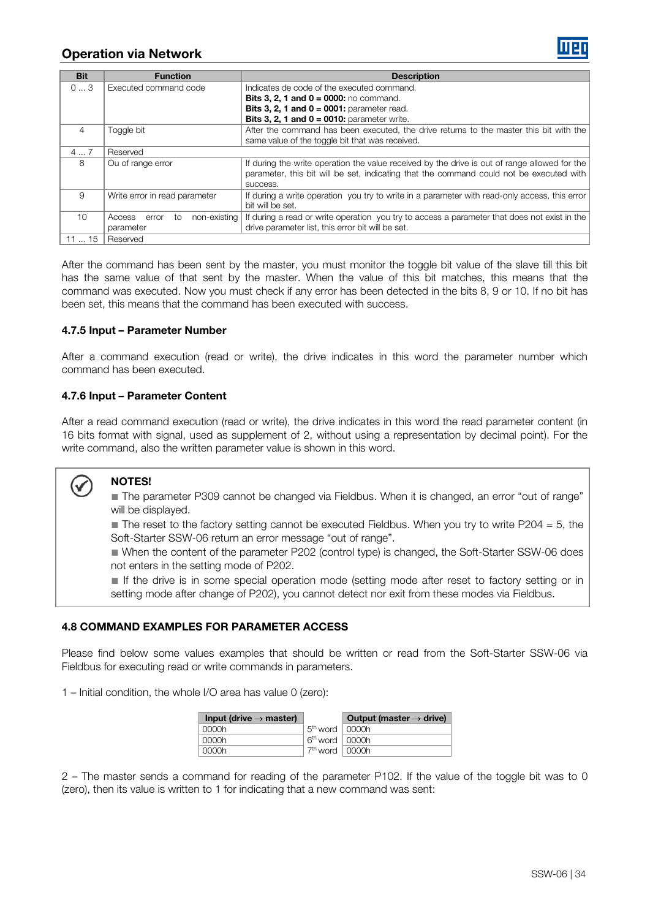| Bit | Function | Description |
|---|---|---|
| 0 ... 3 | Executed command code | Indicates de code of the executed command.<br>**Bits 3, 2, 1 and 0 = 0000:** no command.<br>**Bits 3, 2, 1 and 0 = 0001:** parameter read.<br>**Bits 3, 2, 1 and 0 = 0010:** parameter write. |
| 4 | Toggle bit | After the command has been executed, the drive returns to the master this bit with the same value of the toggle bit that was received. |
| 4 ... 7 | Reserved | |
| 8 | Ou of range error | If during the write operation the value received by the drive is out of range allowed for the parameter, this bit will be set, indicating that the command could not be executed with success. |
| 9 | Write error in read parameter | If during a write operation you try to write in a parameter with read-only access, this error bit will be set. |
| 10 | Access error to non-existing parameter | If during a read or write operation you try to access a parameter that does not exist in the drive parameter list, this error bit will be set. |
| 11 ... 15 | Reserved | |

After the command has been sent by the master, you must monitor the toggle bit value of the slave till this bit has the same value of that sent by the master. When the value of this bit matches, this means that the command was executed. Now you must check if any error has been detected in the bits 8, 9 or 10. If no bit has been set, this means that the command has been executed with success.

### 4.7.5 Input – Parameter Number

After a command execution (read or write), the drive indicates in this word the parameter number which command has been executed.

### 4.7.6 Input – Parameter Content

After a read command execution (read or write), the drive indicates in this word the read parameter content (in 16 bits format with signal, used as supplement of 2, without using a representation by decimal point). For the write command, also the written parameter value is shown in this word.

**NOTES!**

- The parameter P309 cannot be changed via Fieldbus. When it is changed, an error "out of range" will be displayed.
- The reset to the factory setting cannot be executed Fieldbus. When you try to write P204 = 5, the Soft-Starter SSW-06 return an error message "out of range".
- When the content of the parameter P202 (control type) is changed, the Soft-Starter SSW-06 does not enters in the setting mode of P202.
- If the drive is in some special operation mode (setting mode after reset to factory setting or in setting mode after change of P202), you cannot detect nor exit from these modes via Fieldbus.

## 4.8 COMMAND EXAMPLES FOR PARAMETER ACCESS

Please find below some values examples that should be written or read from the Soft-Starter SSW-06 via Fieldbus for executing read or write commands in parameters.

1 – Initial condition, the whole I/O area has value 0 (zero):

| Input (drive → master) | | Output (master → drive) |
|---|---|---|
| 0000h | 5th word | 0000h |
| 0000h | 6th word | 0000h |
| 0000h | 7th word | 0000h |

2 – The master sends a command for reading of the parameter P102. If the value of the toggle bit was to 0 (zero), then its value is written to 1 for indicating that a new command was sent: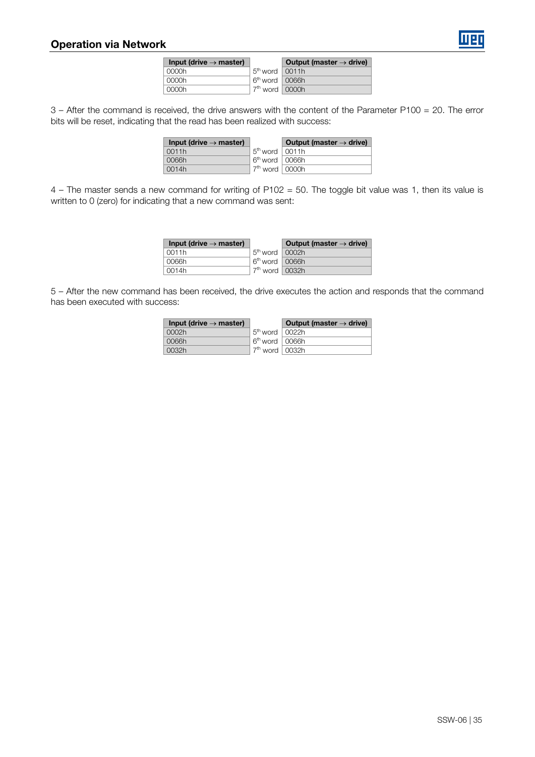| Input (drive → master) | | Output (master → drive) |
|---|---|---|
| 0000h | 5th word | 0011h |
| 0000h | 6th word | 0066h |
| 0000h | 7th word | 0000h |

3 – After the command is received, the drive answers with the content of the Parameter P100 = 20. The error bits will be reset, indicating that the read has been realized with success:

| Input (drive → master) | | Output (master → drive) |
|---|---|---|
| 0011h | 5th word | 0011h |
| 0066h | 6th word | 0066h |
| 0014h | 7th word | 0000h |

4 – The master sends a new command for writing of P102 = 50. The toggle bit value was 1, then its value is written to 0 (zero) for indicating that a new command was sent:

| Input (drive → master) | | Output (master → drive) |
|---|---|---|
| 0011h | 5th word | 0002h |
| 0066h | 6th word | 0066h |
| 0014h | 7th word | 0032h |

5 – After the new command has been received, the drive executes the action and responds that the command has been executed with success:

| Input (drive → master) | | Output (master → drive) |
|---|---|---|
| 0002h | 5th word | 0022h |
| 0066h | 6th word | 0066h |
| 0032h | 7th word | 0032h |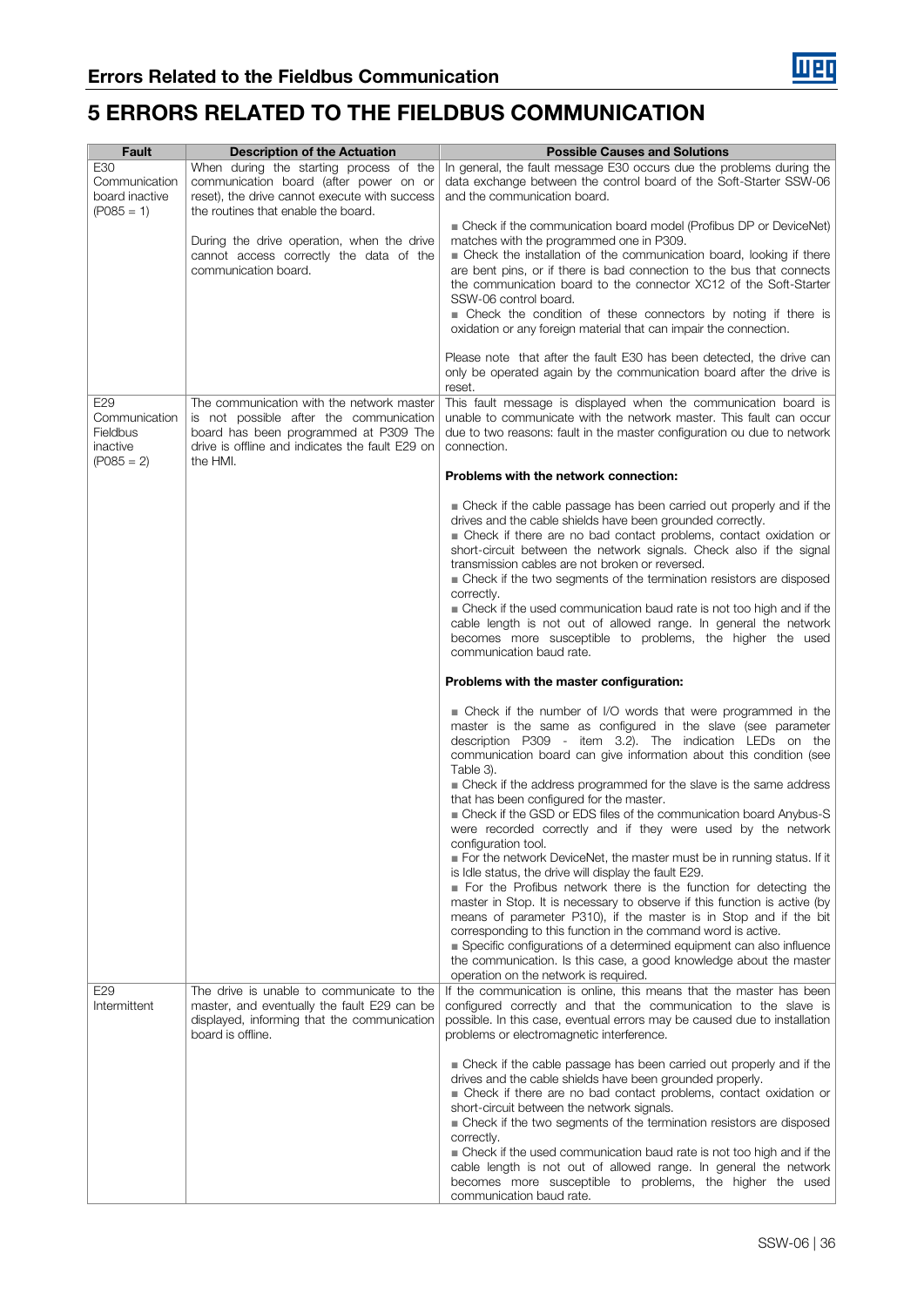# 5 ERRORS RELATED TO THE FIELDBUS COMMUNICATION

| Fault | Description of the Actuation | Possible Causes and Solutions |
|---|---|---|
| E30<br>Communication board inactive<br>(P085 = 1) | When during the starting process of the communication board (after power on or reset), the drive cannot execute with success the routines that enable the board.<br><br>During the drive operation, when the drive cannot access correctly the data of the communication board. | In general, the fault message E30 occurs due the problems during the data exchange between the control board of the Soft-Starter SSW-06 and the communication board.<br><br>■ Check if the communication board model (Profibus DP or DeviceNet) matches with the programmed one in P309.<br>■ Check the installation of the communication board, looking if there are bent pins, or if there is bad connection to the bus that connects the communication board to the connector XC12 of the Soft-Starter SSW-06 control board.<br>■ Check the condition of these connectors by noting if there is oxidation or any foreign material that can impair the connection.<br><br>Please note that after the fault E30 has been detected, the drive can only be operated again by the communication board after the drive is reset. |
| E29<br>Communication Fieldbus inactive<br>(P085 = 2) | The communication with the network master is not possible after the communication board has been programmed at P309 The drive is offline and indicates the fault E29 on the HMI. | This fault message is displayed when the communication board is unable to communicate with the network master. This fault can occur due to two reasons: fault in the master configuration ou due to network connection.<br><br>**Problems with the network connection:**<br><br>■ Check if the cable passage has been carried out properly and if the drives and the cable shields have been grounded correctly.<br>■ Check if there are no bad contact problems, contact oxidation or short-circuit between the network signals. Check also if the signal transmission cables are not broken or reversed.<br>■ Check if the two segments of the termination resistors are disposed correctly.<br>■ Check if the used communication baud rate is not too high and if the cable length is not out of allowed range. In general the network becomes more susceptible to problems, the higher the used communication baud rate.<br><br>**Problems with the master configuration:**<br><br>■ Check if the number of I/O words that were programmed in the master is the same as configured in the slave (see parameter description P309 - item 3.2). The indication LEDs on the communication board can give information about this condition (see Table 3).<br>■ Check if the address programmed for the slave is the same address that has been configured for the master.<br>■ Check if the GSD or EDS files of the communication board Anybus-S were recorded correctly and if they were used by the network configuration tool.<br>■ For the network DeviceNet, the master must be in running status. If it is Idle status, the drive will display the fault E29.<br>■ For the Profibus network there is the function for detecting the master in Stop. It is necessary to observe if this function is active (by means of parameter P310), if the master is in Stop and if the bit corresponding to this function in the command word is active.<br>■ Specific configurations of a determined equipment can also influence the communication. Is this case, a good knowledge about the master operation on the network is required. |
| E29<br>Intermittent | The drive is unable to communicate to the master, and eventually the fault E29 can be displayed, informing that the communication board is offline. | If the communication is online, this means that the master has been configured correctly and that the communication to the slave is possible. In this case, eventual errors may be caused due to installation problems or electromagnetic interference.<br><br>■ Check if the cable passage has been carried out properly and if the drives and the cable shields have been grounded properly.<br>■ Check if there are no bad contact problems, contact oxidation or short-circuit between the network signals.<br>■ Check if the two segments of the termination resistors are disposed correctly.<br>■ Check if the used communication baud rate is not too high and if the cable length is not out of allowed range. In general the network becomes more susceptible to problems, the higher the used communication baud rate. |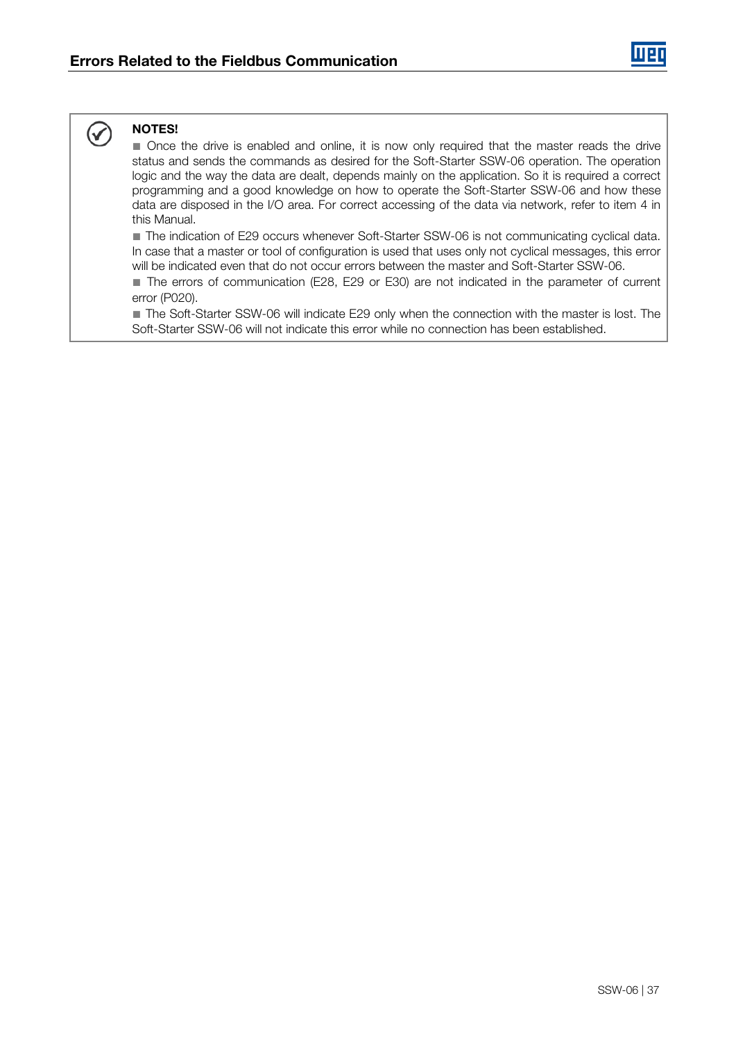**NOTES!**

- Once the drive is enabled and online, it is now only required that the master reads the drive status and sends the commands as desired for the Soft-Starter SSW-06 operation. The operation logic and the way the data are dealt, depends mainly on the application. So it is required a correct programming and a good knowledge on how to operate the Soft-Starter SSW-06 and how these data are disposed in the I/O area. For correct accessing of the data via network, refer to item 4 in this Manual.
- The indication of E29 occurs whenever Soft-Starter SSW-06 is not communicating cyclical data. In case that a master or tool of configuration is used that uses only not cyclical messages, this error will be indicated even that do not occur errors between the master and Soft-Starter SSW-06.
- The errors of communication (E28, E29 or E30) are not indicated in the parameter of current error (P020).
- The Soft-Starter SSW-06 will indicate E29 only when the connection with the master is lost. The Soft-Starter SSW-06 will not indicate this error while no connection has been established.